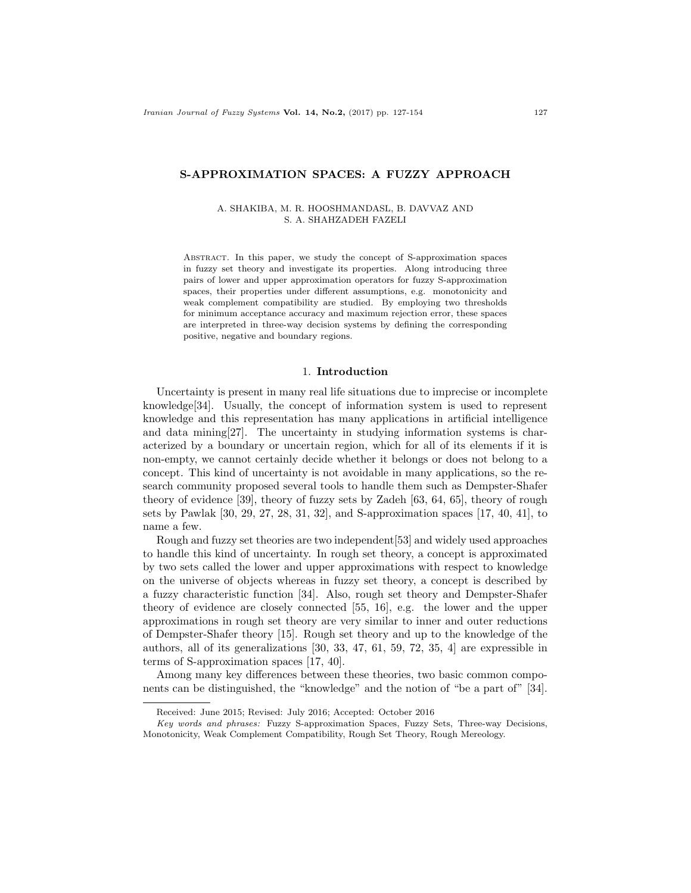# S-APPROXIMATION SPACES: A FUZZY APPROACH

A. SHAKIBA, M. R. HOOSHMANDASL, B. DAVVAZ AND S. A. SHAHZADEH FAZELI

Abstract. In this paper, we study the concept of S-approximation spaces in fuzzy set theory and investigate its properties. Along introducing three pairs of lower and upper approximation operators for fuzzy S-approximation spaces, their properties under different assumptions, e.g. monotonicity and weak complement compatibility are studied. By employing two thresholds for minimum acceptance accuracy and maximum rejection error, these spaces are interpreted in three-way decision systems by defining the corresponding positive, negative and boundary regions.

## 1. Introduction

Uncertainty is present in many real life situations due to imprecise or incomplete knowledge[34]. Usually, the concept of information system is used to represent knowledge and this representation has many applications in artificial intelligence and data mining[27]. The uncertainty in studying information systems is characterized by a boundary or uncertain region, which for all of its elements if it is non-empty, we cannot certainly decide whether it belongs or does not belong to a concept. This kind of uncertainty is not avoidable in many applications, so the research community proposed several tools to handle them such as Dempster-Shafer theory of evidence [39], theory of fuzzy sets by Zadeh [63, 64, 65], theory of rough sets by Pawlak [30, 29, 27, 28, 31, 32], and S-approximation spaces [17, 40, 41], to name a few.

Rough and fuzzy set theories are two independent[53] and widely used approaches to handle this kind of uncertainty. In rough set theory, a concept is approximated by two sets called the lower and upper approximations with respect to knowledge on the universe of objects whereas in fuzzy set theory, a concept is described by a fuzzy characteristic function [34]. Also, rough set theory and Dempster-Shafer theory of evidence are closely connected [55, 16], e.g. the lower and the upper approximations in rough set theory are very similar to inner and outer reductions of Dempster-Shafer theory [15]. Rough set theory and up to the knowledge of the authors, all of its generalizations [30, 33, 47, 61, 59, 72, 35, 4] are expressible in terms of S-approximation spaces [17, 40].

Among many key differences between these theories, two basic common components can be distinguished, the "knowledge" and the notion of "be a part of" [34].

Received: June 2015; Revised: July 2016; Accepted: October 2016

*Key words and phrases:* Fuzzy S-approximation Spaces, Fuzzy Sets, Three-way Decisions, Monotonicity, Weak Complement Compatibility, Rough Set Theory, Rough Mereology.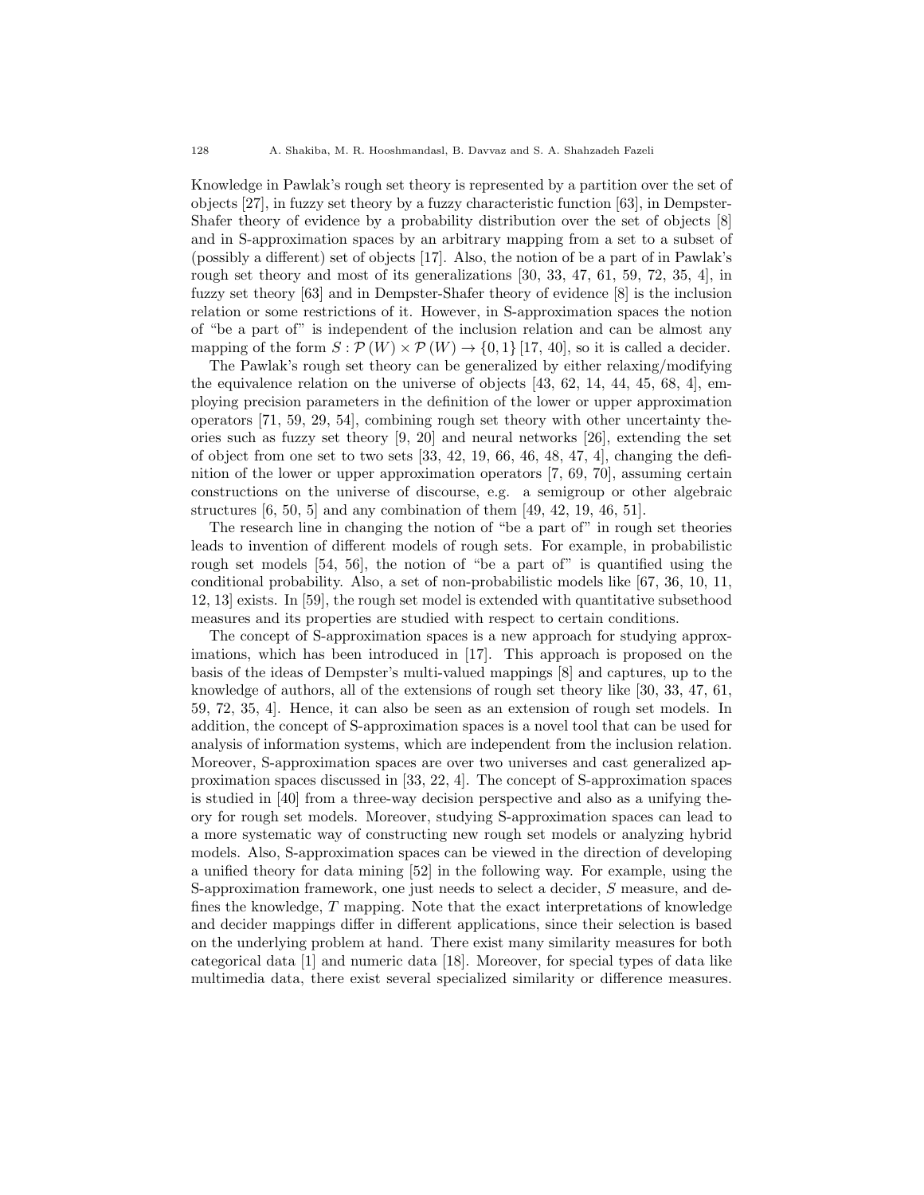Knowledge in Pawlak's rough set theory is represented by a partition over the set of objects [27], in fuzzy set theory by a fuzzy characteristic function [63], in Dempster-Shafer theory of evidence by a probability distribution over the set of objects [8] and in S-approximation spaces by an arbitrary mapping from a set to a subset of (possibly a different) set of objects [17]. Also, the notion of be a part of in Pawlak's rough set theory and most of its generalizations [30, 33, 47, 61, 59, 72, 35, 4], in fuzzy set theory [63] and in Dempster-Shafer theory of evidence [8] is the inclusion relation or some restrictions of it. However, in S-approximation spaces the notion of "be a part of" is independent of the inclusion relation and can be almost any mapping of the form $S : \mathcal{P}(W) \times \mathcal{P}(W) \to \{0, 1\}$ [17, 40], so it is called a decider.

The Pawlak's rough set theory can be generalized by either relaxing/modifying the equivalence relation on the universe of objects [43, 62, 14, 44, 45, 68, 4], employing precision parameters in the definition of the lower or upper approximation operators [71, 59, 29, 54], combining rough set theory with other uncertainty theories such as fuzzy set theory [9, 20] and neural networks [26], extending the set of object from one set to two sets [33, 42, 19, 66, 46, 48, 47, 4], changing the definition of the lower or upper approximation operators [7, 69, 70], assuming certain constructions on the universe of discourse, e.g. a semigroup or other algebraic structures [6, 50, 5] and any combination of them [49, 42, 19, 46, 51].

The research line in changing the notion of "be a part of" in rough set theories leads to invention of different models of rough sets. For example, in probabilistic rough set models [54, 56], the notion of "be a part of" is quantified using the conditional probability. Also, a set of non-probabilistic models like [67, 36, 10, 11, 12, 13] exists. In [59], the rough set model is extended with quantitative subsethood measures and its properties are studied with respect to certain conditions.

The concept of S-approximation spaces is a new approach for studying approximations, which has been introduced in [17]. This approach is proposed on the basis of the ideas of Dempster's multi-valued mappings [8] and captures, up to the knowledge of authors, all of the extensions of rough set theory like [30, 33, 47, 61, 59, 72, 35, 4]. Hence, it can also be seen as an extension of rough set models. In addition, the concept of S-approximation spaces is a novel tool that can be used for analysis of information systems, which are independent from the inclusion relation. Moreover, S-approximation spaces are over two universes and cast generalized approximation spaces discussed in [33, 22, 4]. The concept of S-approximation spaces is studied in [40] from a three-way decision perspective and also as a unifying theory for rough set models. Moreover, studying S-approximation spaces can lead to a more systematic way of constructing new rough set models or analyzing hybrid models. Also, S-approximation spaces can be viewed in the direction of developing a unified theory for data mining [52] in the following way. For example, using the S-approximation framework, one just needs to select a decider, $S$ measure, and defines the knowledge, $T$ mapping. Note that the exact interpretations of knowledge and decider mappings differ in different applications, since their selection is based on the underlying problem at hand. There exist many similarity measures for both categorical data [1] and numeric data [18]. Moreover, for special types of data like multimedia data, there exist several specialized similarity or difference measures.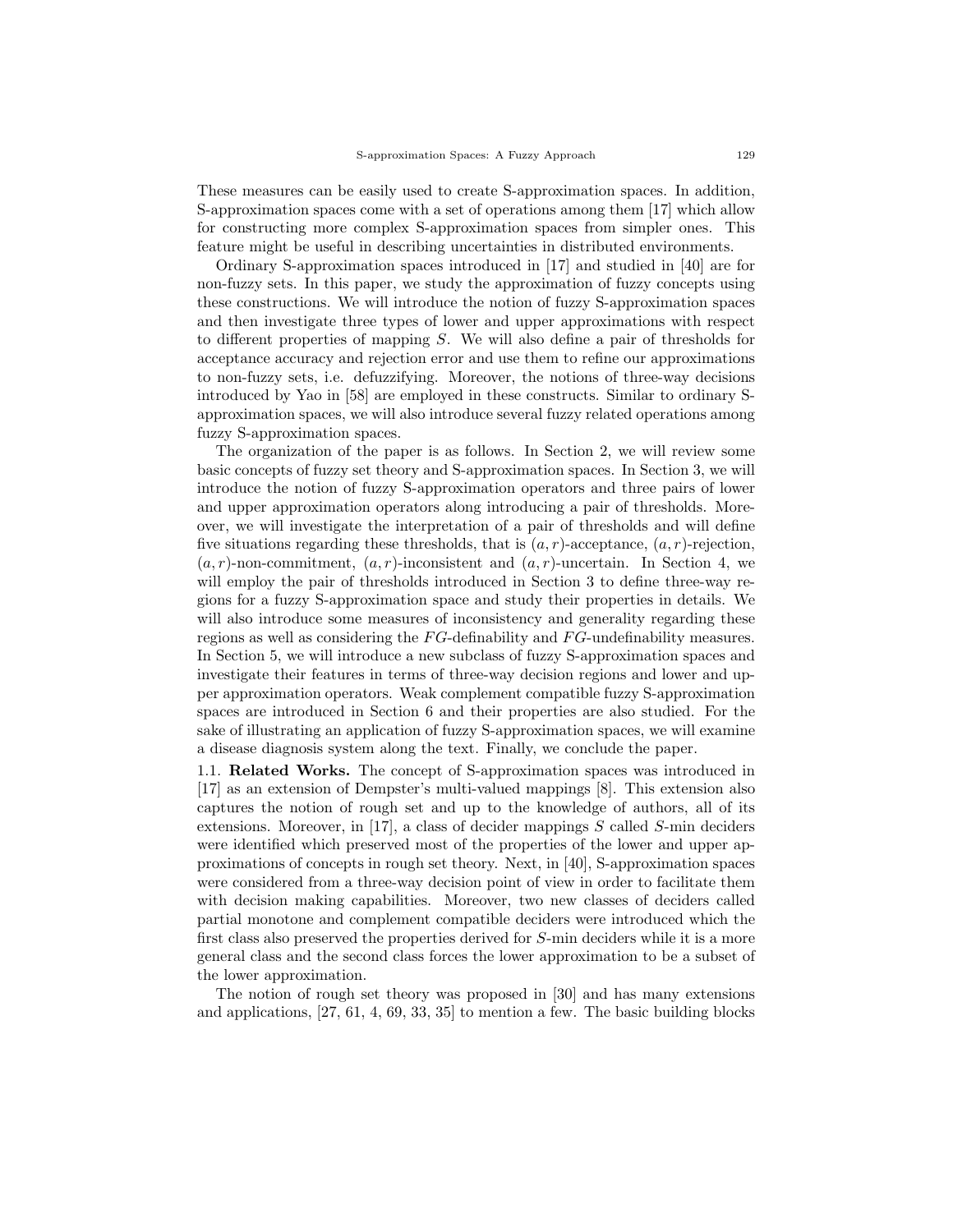These measures can be easily used to create S-approximation spaces. In addition, S-approximation spaces come with a set of operations among them [17] which allow for constructing more complex S-approximation spaces from simpler ones. This feature might be useful in describing uncertainties in distributed environments.

Ordinary S-approximation spaces introduced in [17] and studied in [40] are for non-fuzzy sets. In this paper, we study the approximation of fuzzy concepts using these constructions. We will introduce the notion of fuzzy S-approximation spaces and then investigate three types of lower and upper approximations with respect to different properties of mapping $S$. We will also define a pair of thresholds for acceptance accuracy and rejection error and use them to refine our approximations to non-fuzzy sets, i.e. defuzzifying. Moreover, the notions of three-way decisions introduced by Yao in [58] are employed in these constructs. Similar to ordinary S-approximation spaces, we will also introduce several fuzzy related operations among fuzzy S-approximation spaces.

The organization of the paper is as follows. In Section 2, we will review some basic concepts of fuzzy set theory and S-approximation spaces. In Section 3, we will introduce the notion of fuzzy S-approximation operators and three pairs of lower and upper approximation operators along introducing a pair of thresholds. Moreover, we will investigate the interpretation of a pair of thresholds and will define five situations regarding these thresholds, that is $(a, r)$-acceptance, $(a, r)$-rejection, $(a, r)$-non-commitment, $(a, r)$-inconsistent and $(a, r)$-uncertain. In Section 4, we will employ the pair of thresholds introduced in Section 3 to define three-way regions for a fuzzy S-approximation space and study their properties in details. We will also introduce some measures of inconsistency and generality regarding these regions as well as considering the $FG$-definability and $FG$-undefinability measures. In Section 5, we will introduce a new subclass of fuzzy S-approximation spaces and investigate their features in terms of three-way decision regions and lower and upper approximation operators. Weak complement compatible fuzzy S-approximation spaces are introduced in Section 6 and their properties are also studied. For the sake of illustrating an application of fuzzy S-approximation spaces, we will examine a disease diagnosis system along the text. Finally, we conclude the paper.

1.1. **Related Works.** The concept of S-approximation spaces was introduced in [17] as an extension of Dempster's multi-valued mappings [8]. This extension also captures the notion of rough set and up to the knowledge of authors, all of its extensions. Moreover, in [17], a class of decider mappings $S$ called $S$-min deciders were identified which preserved most of the properties of the lower and upper approximations of concepts in rough set theory. Next, in [40], S-approximation spaces were considered from a three-way decision point of view in order to facilitate them with decision making capabilities. Moreover, two new classes of deciders called partial monotone and complement compatible deciders were introduced which the first class also preserved the properties derived for $S$-min deciders while it is a more general class and the second class forces the lower approximation to be a subset of the lower approximation.

The notion of rough set theory was proposed in [30] and has many extensions and applications, [27, 61, 4, 69, 33, 35] to mention a few. The basic building blocks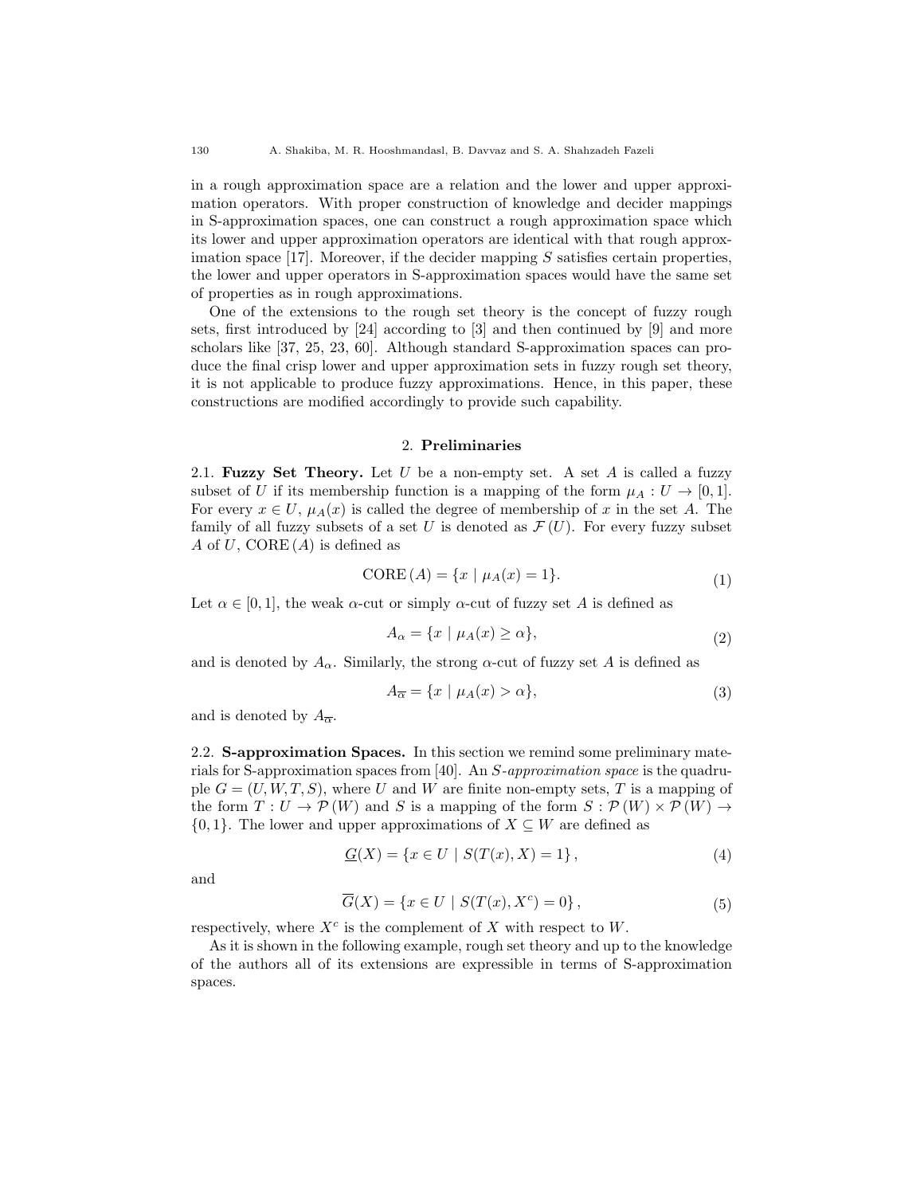in a rough approximation space are a relation and the lower and upper approximation operators. With proper construction of knowledge and decider mappings in S-approximation spaces, one can construct a rough approximation space which its lower and upper approximation operators are identical with that rough approximation space [17]. Moreover, if the decider mapping $S$ satisfies certain properties, the lower and upper operators in S-approximation spaces would have the same set of properties as in rough approximations.

One of the extensions to the rough set theory is the concept of fuzzy rough sets, first introduced by [24] according to [3] and then continued by [9] and more scholars like [37, 25, 23, 60]. Although standard S-approximation spaces can produce the final crisp lower and upper approximation sets in fuzzy rough set theory, it is not applicable to produce fuzzy approximations. Hence, in this paper, these constructions are modified accordingly to provide such capability.

## 2. **Preliminaries**

**2.1. Fuzzy Set Theory.** Let $U$ be a non-empty set. A set $A$ is called a fuzzy subset of $U$ if its membership function is a mapping of the form $\mu_A : U \to [0, 1]$. For every $x \in U$, $\mu_A(x)$ is called the degree of membership of $x$ in the set $A$. The family of all fuzzy subsets of a set $U$ is denoted as $\mathcal{F}(U)$. For every fuzzy subset $A$ of $U$, $\mathrm{CORE}(A)$ is defined as

$$\mathrm{CORE}(A) = \{x \mid \mu_A(x) = 1\}. \tag{1}$$

Let $\alpha \in [0, 1]$, the weak $\alpha$-cut or simply $\alpha$-cut of fuzzy set $A$ is defined as

$$A_\alpha = \{x \mid \mu_A(x) \geq \alpha\}, \tag{2}$$

and is denoted by $A_\alpha$. Similarly, the strong $\alpha$-cut of fuzzy set $A$ is defined as

$$A_{\overline{\alpha}} = \{x \mid \mu_A(x) > \alpha\}, \tag{3}$$

and is denoted by $A_{\overline{\alpha}}$.

**2.2. S-approximation Spaces.** In this section we remind some preliminary materials for S-approximation spaces from [40]. An *S-approximation space* is the quadruple $G = (U, W, T, S)$, where $U$ and $W$ are finite non-empty sets, $T$ is a mapping of the form $T : U \to \mathcal{P}(W)$ and $S$ is a mapping of the form $S : \mathcal{P}(W) \times \mathcal{P}(W) \to \{0, 1\}$. The lower and upper approximations of $X \subseteq W$ are defined as

$$\underline{G}(X) = \{x \in U \mid S(T(x), X) = 1\}, \tag{4}$$

and

$$\overline{G}(X) = \{x \in U \mid S(T(x), X^c) = 0\}, \tag{5}$$

respectively, where $X^c$ is the complement of $X$ with respect to $W$.

As it is shown in the following example, rough set theory and up to the knowledge of the authors all of its extensions are expressible in terms of S-approximation spaces.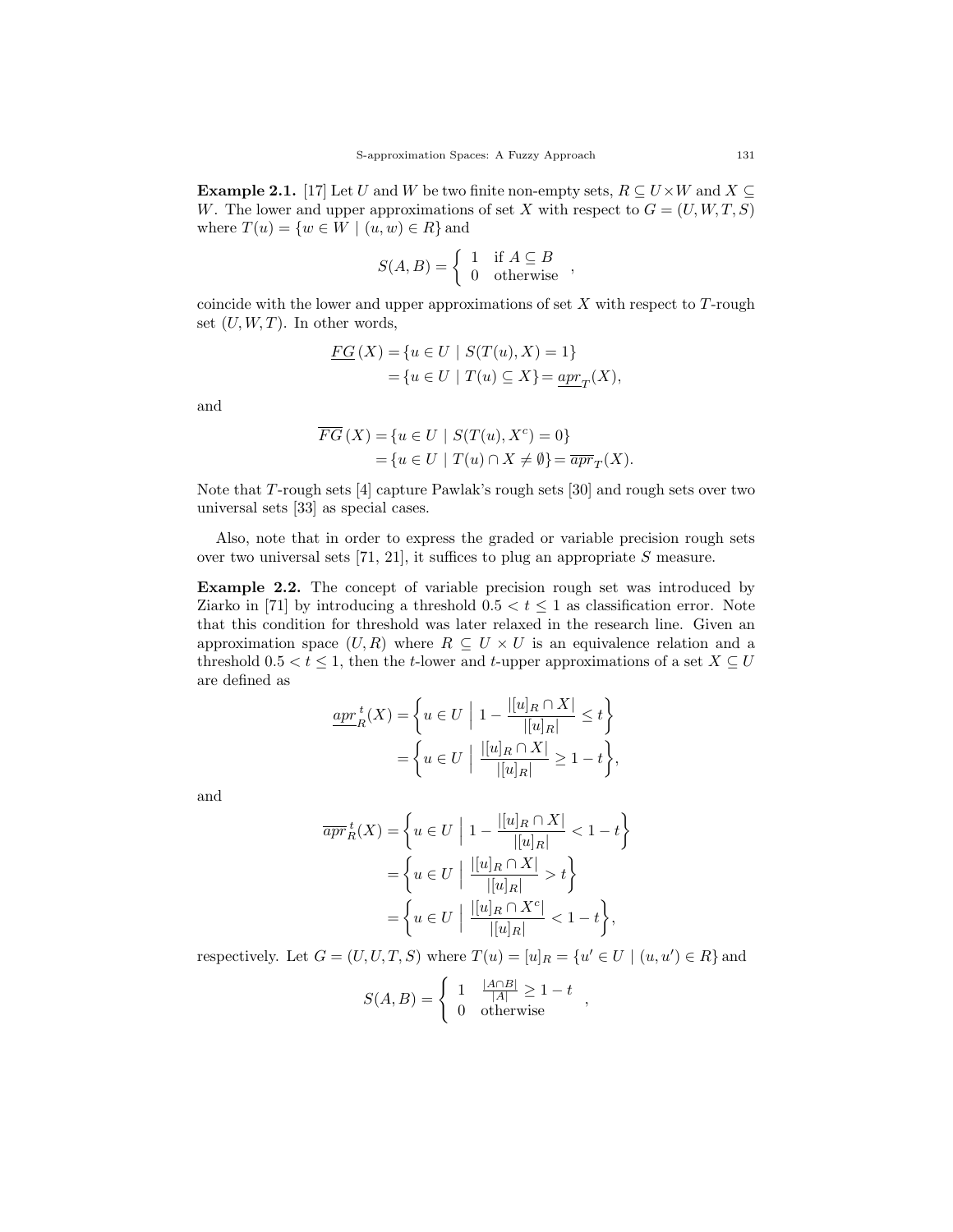**Example 2.1.** [17] Let $U$ and $W$ be two finite non-empty sets, $R \subseteq U \times W$ and $X \subseteq W$. The lower and upper approximations of set $X$ with respect to $G = (U, W, T, S)$ where $T(u) = \{w \in W \mid (u, w) \in R\}$ and

$$S(A, B) = \begin{cases} 1 & \text{if } A \subseteq B \\ 0 & \text{otherwise} \end{cases},$$

coincide with the lower and upper approximations of set $X$ with respect to $T$-rough set $(U, W, T)$. In other words,

$$\begin{aligned} \underline{FG}\,(X) &= \{u \in U \mid S(T(u), X) = 1\} \\ &= \{u \in U \mid T(u) \subseteq X\} = \underline{apr}_T(X), \end{aligned}$$

and

$$\begin{aligned} \overline{FG}\,(X) &= \{u \in U \mid S(T(u), X^c) = 0\} \\ &= \{u \in U \mid T(u) \cap X \neq \emptyset\} = \overline{apr}_T(X). \end{aligned}$$

Note that $T$-rough sets [4] capture Pawlak's rough sets [30] and rough sets over two universal sets [33] as special cases.

Also, note that in order to express the graded or variable precision rough sets over two universal sets [71, 21], it suffices to plug an appropriate $S$ measure.

**Example 2.2.** The concept of variable precision rough set was introduced by Ziarko in [71] by introducing a threshold $0.5 < t \leq 1$ as classification error. Note that this condition for threshold was later relaxed in the research line. Given an approximation space $(U, R)$ where $R \subseteq U \times U$ is an equivalence relation and a threshold $0.5 < t \leq 1$, then the $t$-lower and $t$-upper approximations of a set $X \subseteq U$ are defined as

$$\begin{aligned} \underline{apr}_R^{\,t}(X) &= \left\{ u \in U \;\middle|\; 1 - \frac{|[u]_R \cap X|}{|[u]_R|} \leq t \right\} \\ &= \left\{ u \in U \;\middle|\; \frac{|[u]_R \cap X|}{|[u]_R|} \geq 1 - t \right\}, \end{aligned}$$

and

$$\begin{aligned} \overline{apr}_R^{\,t}(X) &= \left\{ u \in U \;\middle|\; 1 - \frac{|[u]_R \cap X|}{|[u]_R|} < 1 - t \right\} \\ &= \left\{ u \in U \;\middle|\; \frac{|[u]_R \cap X|}{|[u]_R|} > t \right\} \\ &= \left\{ u \in U \;\middle|\; \frac{|[u]_R \cap X^c|}{|[u]_R|} < 1 - t \right\}, \end{aligned}$$

respectively. Let $G = (U, U, T, S)$ where $T(u) = [u]_R = \{u' \in U \mid (u, u') \in R\}$ and

$$S(A, B) = \begin{cases} 1 & \frac{|A \cap B|}{|A|} \geq 1 - t \\ 0 & \text{otherwise} \end{cases},$$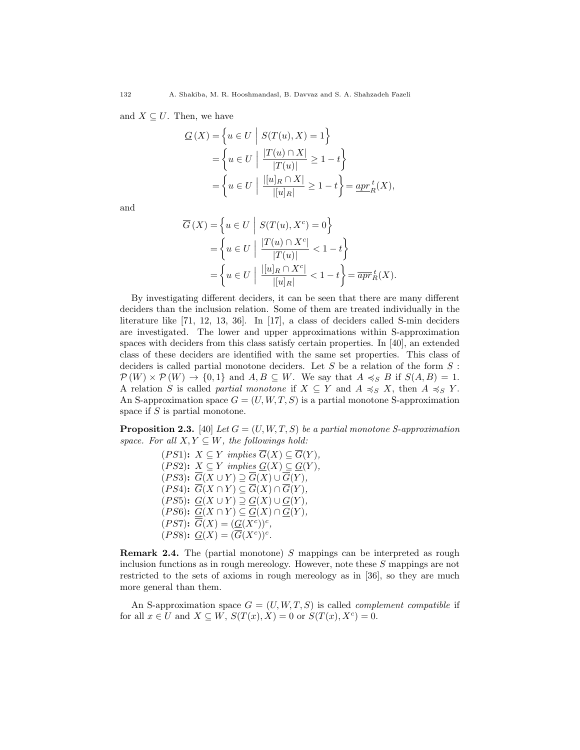and $X \subseteq U$. Then, we have

$$
\begin{aligned}
\underline{G}(X) &= \left\{ u \in U \;\middle|\; S(T(u), X) = 1 \right\} \\
&= \left\{ u \in U \;\middle|\; \frac{|T(u) \cap X|}{|T(u)|} \geq 1 - t \right\} \\
&= \left\{ u \in U \;\middle|\; \frac{|[u]_R \cap X|}{|[u]_R|} \geq 1 - t \right\} = \underline{apr}_R^{\,t}(X),
\end{aligned}
$$

and

$$
\begin{aligned}
\overline{G}(X) &= \left\{ u \in U \;\middle|\; S(T(u), X^c) = 0 \right\} \\
&= \left\{ u \in U \;\middle|\; \frac{|T(u) \cap X^c|}{|T(u)|} < 1 - t \right\} \\
&= \left\{ u \in U \;\middle|\; \frac{|[u]_R \cap X^c|}{|[u]_R|} < 1 - t \right\} = \overline{apr}_R^{\,t}(X).
\end{aligned}
$$

By investigating different deciders, it can be seen that there are many different deciders than the inclusion relation. Some of them are treated individually in the literature like [71, 12, 13, 36]. In [17], a class of deciders called S-min deciders are investigated. The lower and upper approximations within S-approximation spaces with deciders from this class satisfy certain properties. In [40], an extended class of these deciders are identified with the same set properties. This class of deciders is called partial monotone deciders. Let $S$ be a relation of the form $S : \mathcal{P}(W) \times \mathcal{P}(W) \to \{0, 1\}$ and $A, B \subseteq W$. We say that $A \preccurlyeq_S B$ if $S(A, B) = 1$. A relation $S$ is called *partial monotone* if $X \subseteq Y$ and $A \preccurlyeq_S X$, then $A \preccurlyeq_S Y$. An S-approximation space $G = (U, W, T, S)$ is a partial monotone S-approximation space if $S$ is partial monotone.

**Proposition 2.3.** [40] *Let $G = (U, W, T, S)$ be a partial monotone S-approximation space. For all $X, Y \subseteq W$, the followings hold:*

- **$(PS1)$:** *$X \subseteq Y$ implies $\overline{G}(X) \subseteq \overline{G}(Y)$,*
- **$(PS2)$:** *$X \subseteq Y$ implies $\underline{G}(X) \subseteq \underline{G}(Y)$,*
- **$(PS3)$:** *$\overline{G}(X \cup Y) \supseteq \overline{G}(X) \cup \overline{G}(Y)$,*
- **$(PS4)$:** *$\overline{G}(X \cap Y) \subseteq \overline{G}(X) \cap \overline{G}(Y)$,*
- **$(PS5)$:** *$\underline{G}(X \cup Y) \supseteq \underline{G}(X) \cup \underline{G}(Y)$,*
- **$(PS6)$:** *$\underline{G}(X \cap Y) \subseteq \underline{G}(X) \cap \underline{G}(Y)$,*
- **$(PS7)$:** *$\overline{G}(X) = (\underline{G}(X^c))^c$,*
- **$(PS8)$:** *$\underline{G}(X) = (\overline{G}(X^c))^c$.*

**Remark 2.4.** The (partial monotone) $S$ mappings can be interpreted as rough inclusion functions as in rough mereology. However, note these $S$ mappings are not restricted to the sets of axioms in rough mereology as in [36], so they are much more general than them.

An S-approximation space $G = (U, W, T, S)$ is called *complement compatible* if for all $x \in U$ and $X \subseteq W$, $S(T(x), X) = 0$ or $S(T(x), X^c) = 0$.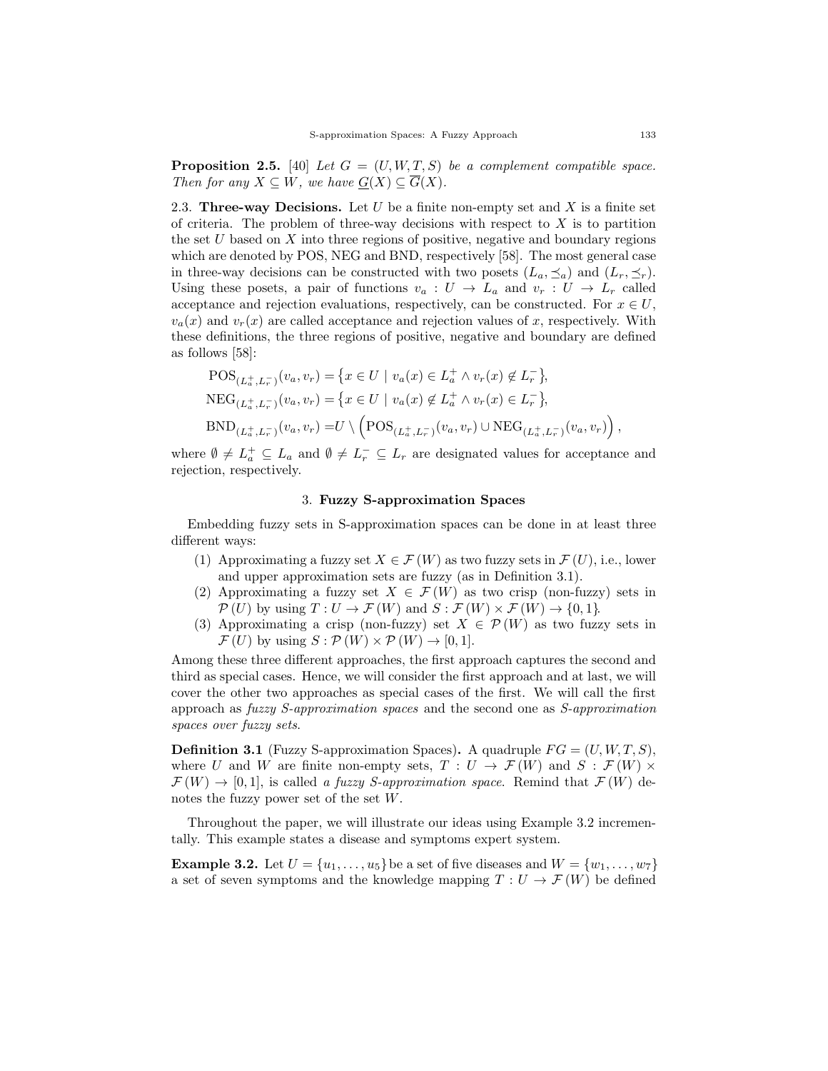**Proposition 2.5.** [40] *Let $G = (U, W, T, S)$ be a complement compatible space. Then for any $X \subseteq W$, we have $\underline{G}(X) \subseteq \overline{G}(X)$.*

2.3. **Three-way Decisions.** Let $U$ be a finite non-empty set and $X$ is a finite set of criteria. The problem of three-way decisions with respect to $X$ is to partition the set $U$ based on $X$ into three regions of positive, negative and boundary regions which are denoted by POS, NEG and BND, respectively [58]. The most general case in three-way decisions can be constructed with two posets $(L_a, \preceq_a)$ and $(L_r, \preceq_r)$. Using these posets, a pair of functions $v_a : U \to L_a$ and $v_r : U \to L_r$ called acceptance and rejection evaluations, respectively, can be constructed. For $x \in U$, $v_a(x)$ and $v_r(x)$ are called acceptance and rejection values of $x$, respectively. With these definitions, the three regions of positive, negative and boundary are defined as follows [58]:

$$
\begin{aligned}
\mathrm{POS}_{(L_a^+, L_r^-)}(v_a, v_r) &= \{x \in U \mid v_a(x) \in L_a^+ \wedge v_r(x) \notin L_r^-\}, \\
\mathrm{NEG}_{(L_a^+, L_r^-)}(v_a, v_r) &= \{x \in U \mid v_a(x) \notin L_a^+ \wedge v_r(x) \in L_r^-\}, \\
\mathrm{BND}_{(L_a^+, L_r^-)}(v_a, v_r) &= U \setminus \left(\mathrm{POS}_{(L_a^+, L_r^-)}(v_a, v_r) \cup \mathrm{NEG}_{(L_a^+, L_r^-)}(v_a, v_r)\right),
\end{aligned}
$$

where $\emptyset \neq L_a^+ \subseteq L_a$ and $\emptyset \neq L_r^- \subseteq L_r$ are designated values for acceptance and rejection, respectively.

## 3. Fuzzy S-approximation Spaces

Embedding fuzzy sets in S-approximation spaces can be done in at least three different ways:

1. Approximating a fuzzy set $X \in \mathcal{F}(W)$ as two fuzzy sets in $\mathcal{F}(U)$, i.e., lower and upper approximation sets are fuzzy (as in Definition 3.1).
2. Approximating a fuzzy set $X \in \mathcal{F}(W)$ as two crisp (non-fuzzy) sets in $\mathcal{P}(U)$ by using $T : U \to \mathcal{F}(W)$ and $S : \mathcal{F}(W) \times \mathcal{F}(W) \to \{0, 1\}$.
3. Approximating a crisp (non-fuzzy) set $X \in \mathcal{P}(W)$ as two fuzzy sets in $\mathcal{F}(U)$ by using $S : \mathcal{P}(W) \times \mathcal{P}(W) \to [0, 1]$.

Among these three different approaches, the first approach captures the second and third as special cases. Hence, we will consider the first approach and at last, we will cover the other two approaches as special cases of the first. We will call the first approach as *fuzzy S-approximation spaces* and the second one as *S-approximation spaces over fuzzy sets*.

**Definition 3.1** (Fuzzy S-approximation Spaces)**.** A quadruple $FG = (U, W, T, S)$, where $U$ and $W$ are finite non-empty sets, $T : U \to \mathcal{F}(W)$ and $S : \mathcal{F}(W) \times \mathcal{F}(W) \to [0, 1]$, is called *a fuzzy S-approximation space*. Remind that $\mathcal{F}(W)$ denotes the fuzzy power set of the set $W$.

Throughout the paper, we will illustrate our ideas using Example 3.2 incrementally. This example states a disease and symptoms expert system.

**Example 3.2.** Let $U = \{u_1, \ldots, u_5\}$ be a set of five diseases and $W = \{w_1, \ldots, w_7\}$ a set of seven symptoms and the knowledge mapping $T : U \to \mathcal{F}(W)$ be defined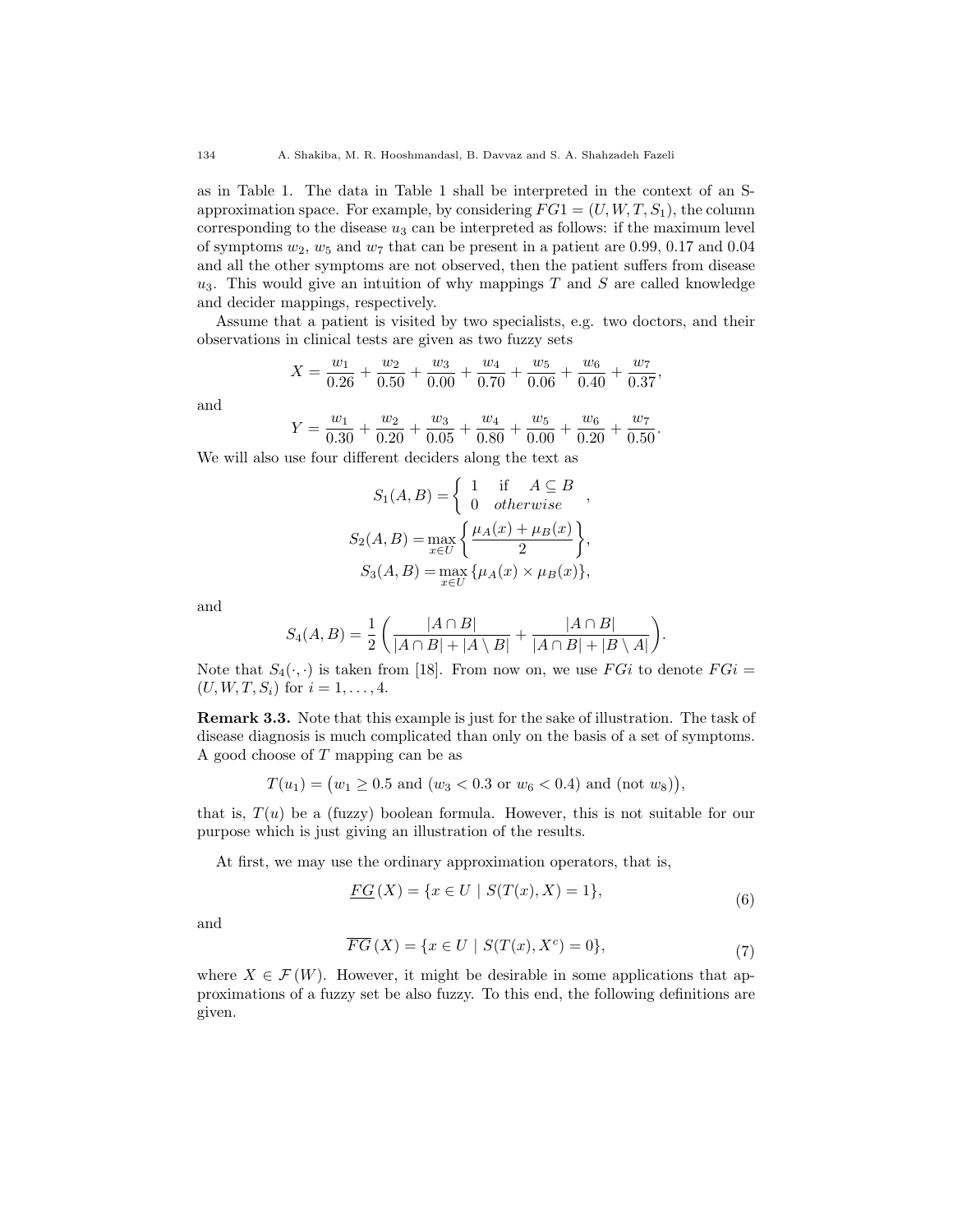as in Table 1. The data in Table 1 shall be interpreted in the context of an S-approximation space. For example, by considering $FG1 = (U, W, T, S_1)$, the column corresponding to the disease $u_3$ can be interpreted as follows: if the maximum level of symptoms $w_2$, $w_5$ and $w_7$ that can be present in a patient are 0.99, 0.17 and 0.04 and all the other symptoms are not observed, then the patient suffers from disease $u_3$. This would give an intuition of why mappings $T$ and $S$ are called knowledge and decider mappings, respectively.

Assume that a patient is visited by two specialists, e.g. two doctors, and their observations in clinical tests are given as two fuzzy sets

$$X = \frac{w_1}{0.26} + \frac{w_2}{0.50} + \frac{w_3}{0.00} + \frac{w_4}{0.70} + \frac{w_5}{0.06} + \frac{w_6}{0.40} + \frac{w_7}{0.37},$$

and

$$Y = \frac{w_1}{0.30} + \frac{w_2}{0.20} + \frac{w_3}{0.05} + \frac{w_4}{0.80} + \frac{w_5}{0.00} + \frac{w_6}{0.20} + \frac{w_7}{0.50}.$$

We will also use four different deciders along the text as

$$S_1(A, B) = \begin{cases} 1 & \text{if} \quad A \subseteq B \\ 0 & otherwise \end{cases},$$

$$S_2(A, B) = \max_{x \in U} \left\{ \frac{\mu_A(x) + \mu_B(x)}{2} \right\},$$

$$S_3(A, B) = \max_{x \in U} \{\mu_A(x) \times \mu_B(x)\},$$

and

$$S_4(A, B) = \frac{1}{2} \left( \frac{|A \cap B|}{|A \cap B| + |A \setminus B|} + \frac{|A \cap B|}{|A \cap B| + |B \setminus A|} \right).$$

Note that $S_4(\cdot, \cdot)$ is taken from [18]. From now on, we use $FGi$ to denote $FGi = (U, W, T, S_i)$ for $i = 1, \ldots, 4$.

**Remark 3.3.** Note that this example is just for the sake of illustration. The task of disease diagnosis is much complicated than only on the basis of a set of symptoms. A good choose of $T$ mapping can be as

$$T(u_1) = \big(w_1 \geq 0.5 \text{ and } (w_3 < 0.3 \text{ or } w_6 < 0.4) \text{ and } (\text{not } w_8)\big),$$

that is, $T(u)$ be a (fuzzy) boolean formula. However, this is not suitable for our purpose which is just giving an illustration of the results.

At first, we may use the ordinary approximation operators, that is,

$$\underline{FG}\,(X) = \{x \in U \mid S(T(x), X) = 1\}, \tag{6}$$

and

$$\overline{FG}\,(X) = \{x \in U \mid S(T(x), X^c) = 0\}, \tag{7}$$

where $X \in \mathcal{F}(W)$. However, it might be desirable in some applications that approximations of a fuzzy set be also fuzzy. To this end, the following definitions are given.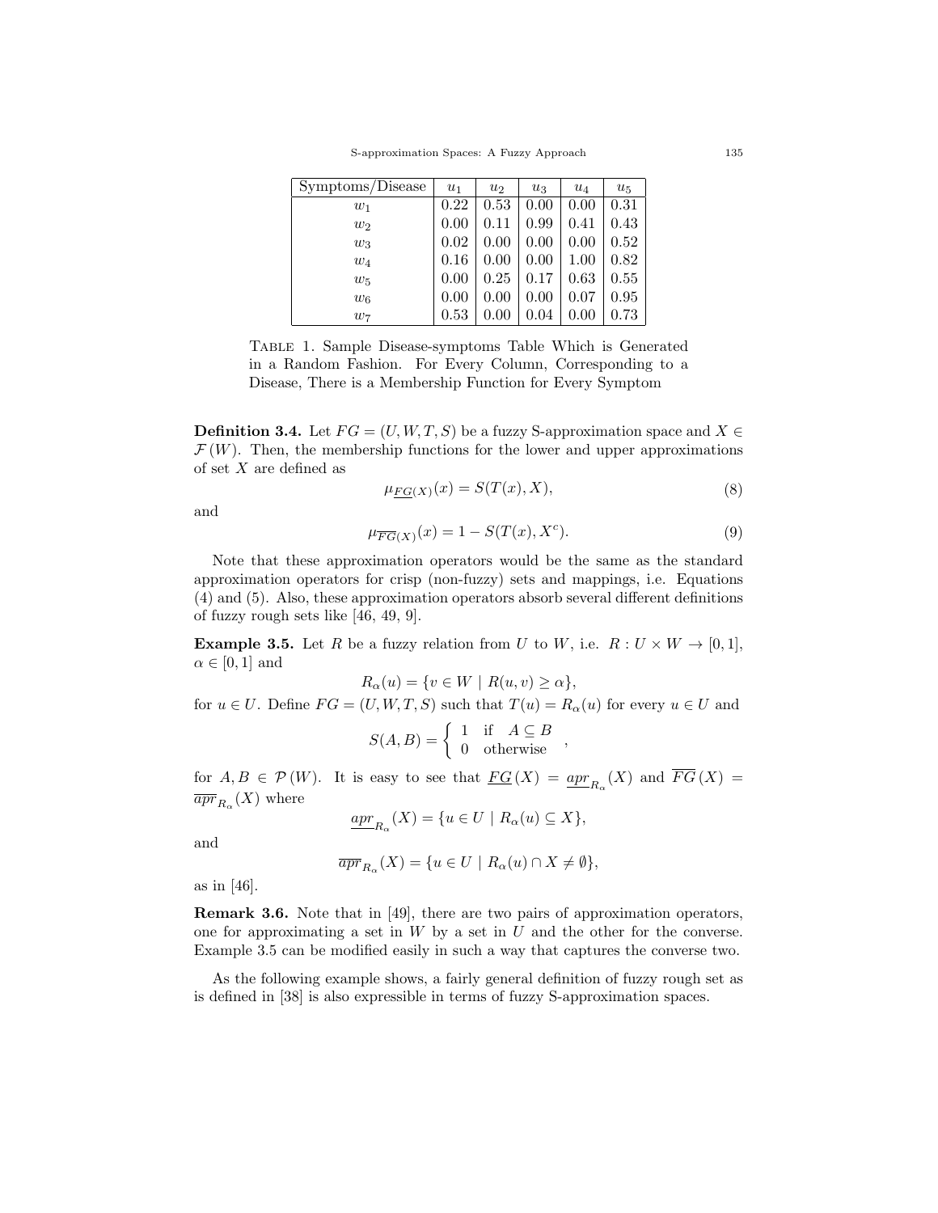| Symptoms/Disease | $u_1$ | $u_2$ | $u_3$ | $u_4$ | $u_5$ |
|---|---|---|---|---|---|
| $w_1$ | 0.22 | 0.53 | 0.00 | 0.00 | 0.31 |
| $w_2$ | 0.00 | 0.11 | 0.99 | 0.41 | 0.43 |
| $w_3$ | 0.02 | 0.00 | 0.00 | 0.00 | 0.52 |
| $w_4$ | 0.16 | 0.00 | 0.00 | 1.00 | 0.82 |
| $w_5$ | 0.00 | 0.25 | 0.17 | 0.63 | 0.55 |
| $w_6$ | 0.00 | 0.00 | 0.00 | 0.07 | 0.95 |
| $w_7$ | 0.53 | 0.00 | 0.04 | 0.00 | 0.73 |

Table 1. Sample Disease-symptoms Table Which is Generated in a Random Fashion. For Every Column, Corresponding to a Disease, There is a Membership Function for Every Symptom

**Definition 3.4.** Let $FG = (U, W, T, S)$ be a fuzzy S-approximation space and $X \in \mathcal{F}(W)$. Then, the membership functions for the lower and upper approximations of set $X$ are defined as

$$\mu_{\underline{FG}(X)}(x) = S(T(x), X), \tag{8}$$

and

$$\mu_{\overline{FG}(X)}(x) = 1 - S(T(x), X^c). \tag{9}$$

Note that these approximation operators would be the same as the standard approximation operators for crisp (non-fuzzy) sets and mappings, i.e. Equations (4) and (5). Also, these approximation operators absorb several different definitions of fuzzy rough sets like [46, 49, 9].

**Example 3.5.** Let $R$ be a fuzzy relation from $U$ to $W$, i.e. $R : U \times W \to [0, 1]$, $\alpha \in [0, 1]$ and

$$R_\alpha(u) = \{v \in W \mid R(u, v) \geq \alpha\},$$

for $u \in U$. Define $FG = (U, W, T, S)$ such that $T(u) = R_\alpha(u)$ for every $u \in U$ and

$$S(A, B) = \begin{cases} 1 & \text{if} \quad A \subseteq B \\ 0 & \text{otherwise} \end{cases},$$

for $A, B \in \mathcal{P}(W)$. It is easy to see that $\underline{FG}(X) = \underline{apr}_{R_\alpha}(X)$ and $\overline{FG}(X) = \overline{apr}_{R_\alpha}(X)$ where

$$\underline{apr}_{R_\alpha}(X) = \{u \in U \mid R_\alpha(u) \subseteq X\},$$

and

$$\overline{apr}_{R_\alpha}(X) = \{u \in U \mid R_\alpha(u) \cap X \neq \emptyset\},$$

as in [46].

**Remark 3.6.** Note that in [49], there are two pairs of approximation operators, one for approximating a set in $W$ by a set in $U$ and the other for the converse. Example 3.5 can be modified easily in such a way that captures the converse two.

As the following example shows, a fairly general definition of fuzzy rough set as is defined in [38] is also expressible in terms of fuzzy S-approximation spaces.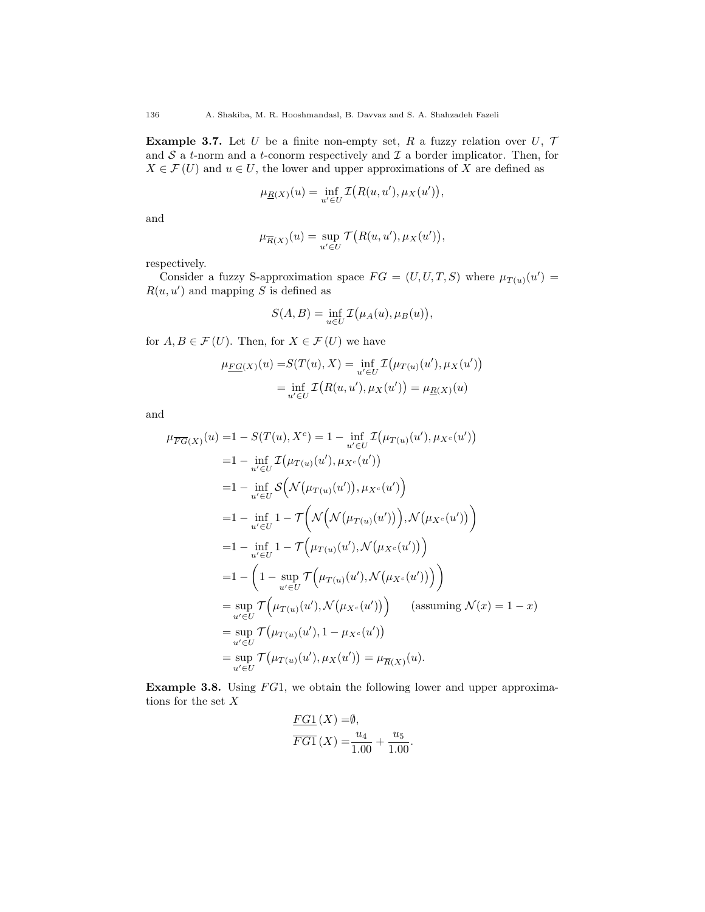**Example 3.7.** Let $U$ be a finite non-empty set, $R$ a fuzzy relation over $U$, $\mathcal{T}$ and $\mathcal{S}$ a $t$-norm and a $t$-conorm respectively and $\mathcal{I}$ a border implicator. Then, for $X \in \mathcal{F}(U)$ and $u \in U$, the lower and upper approximations of $X$ are defined as

$$\mu_{\underline{R}(X)}(u) = \inf_{u' \in U} \mathcal{I}\big(R(u, u'), \mu_X(u')\big),$$

and

$$\mu_{\overline{R}(X)}(u) = \sup_{u' \in U} \mathcal{T}\big(R(u, u'), \mu_X(u')\big),$$

respectively.

Consider a fuzzy S-approximation space $FG = (U, U, T, S)$ where $\mu_{T(u)}(u') = R(u, u')$ and mapping $S$ is defined as

$$S(A, B) = \inf_{u \in U} \mathcal{I}\big(\mu_A(u), \mu_B(u)\big),$$

for $A, B \in \mathcal{F}(U)$. Then, for $X \in \mathcal{F}(U)$ we have

$$\begin{aligned}
\mu_{\underline{FG}(X)}(u) =& S(T(u), X) = \inf_{u' \in U} \mathcal{I}\big(\mu_{T(u)}(u'), \mu_X(u')\big) \\
&= \inf_{u' \in U} \mathcal{I}\big(R(u, u'), \mu_X(u')\big) = \mu_{\underline{R}(X)}(u)
\end{aligned}$$

and

$$\begin{aligned}
\mu_{\overline{FG}(X)}(u) =& 1 - S(T(u), X^c) = 1 - \inf_{u' \in U} \mathcal{I}\big(\mu_{T(u)}(u'), \mu_{X^c}(u')\big) \\
=& 1 - \inf_{u' \in U} \mathcal{I}\big(\mu_{T(u)}(u'), \mu_{X^c}(u')\big) \\
=& 1 - \inf_{u' \in U} \mathcal{S}\Big(\mathcal{N}\big(\mu_{T(u)}(u')\big), \mu_{X^c}(u')\Big) \\
=& 1 - \inf_{u' \in U} 1 - \mathcal{T}\Big(\mathcal{N}\Big(\mathcal{N}\big(\mu_{T(u)}(u')\big)\Big), \mathcal{N}\big(\mu_{X^c}(u')\big)\Big) \\
=& 1 - \inf_{u' \in U} 1 - \mathcal{T}\Big(\mu_{T(u)}(u'), \mathcal{N}\big(\mu_{X^c}(u')\big)\Big) \\
=& 1 - \left(1 - \sup_{u' \in U} \mathcal{T}\Big(\mu_{T(u)}(u'), \mathcal{N}\big(\mu_{X^c}(u')\big)\Big)\right) \\
=& \sup_{u' \in U} \mathcal{T}\Big(\mu_{T(u)}(u'), \mathcal{N}\big(\mu_{X^c}(u')\big)\Big) \qquad \text{(assuming } \mathcal{N}(x) = 1 - x\text{)} \\
=& \sup_{u' \in U} \mathcal{T}\big(\mu_{T(u)}(u'), 1 - \mu_{X^c}(u')\big) \\
=& \sup_{u' \in U} \mathcal{T}\big(\mu_{T(u)}(u'), \mu_X(u')\big) = \mu_{\overline{R}(X)}(u).
\end{aligned}$$

**Example 3.8.** Using $FG1$, we obtain the following lower and upper approximations for the set $X$

$$\begin{aligned}
\underline{FG1}(X) =& \emptyset, \\
\overline{FG1}(X) =& \frac{u_4}{1.00} + \frac{u_5}{1.00}.
\end{aligned}$$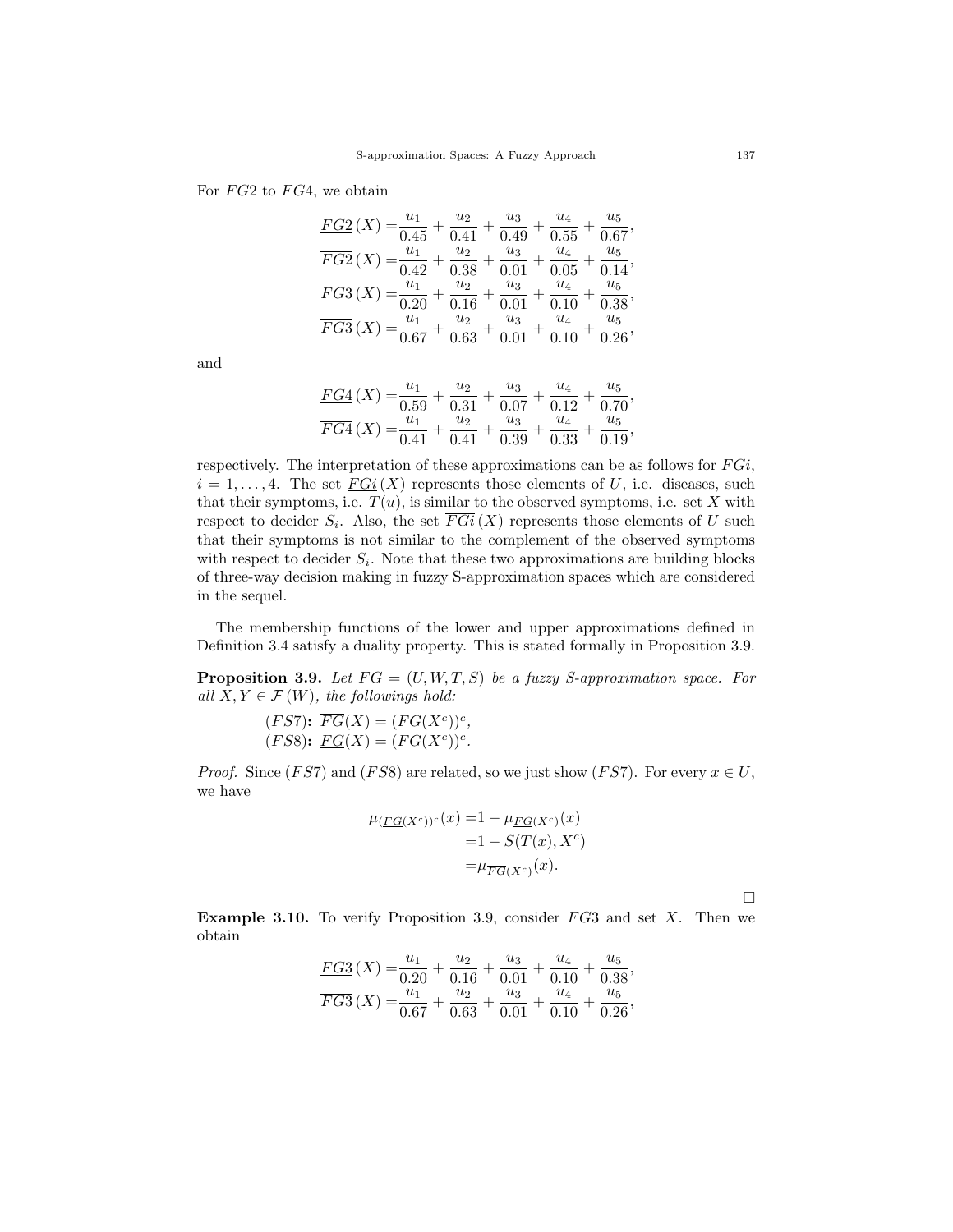For $FG2$ to $FG4$, we obtain

$$
\begin{aligned}
\underline{FG2}(X) &= \frac{u_1}{0.45} + \frac{u_2}{0.41} + \frac{u_3}{0.49} + \frac{u_4}{0.55} + \frac{u_5}{0.67}, \\
\overline{FG2}(X) &= \frac{u_1}{0.42} + \frac{u_2}{0.38} + \frac{u_3}{0.01} + \frac{u_4}{0.05} + \frac{u_5}{0.14}, \\
\underline{FG3}(X) &= \frac{u_1}{0.20} + \frac{u_2}{0.16} + \frac{u_3}{0.01} + \frac{u_4}{0.10} + \frac{u_5}{0.38}, \\
\overline{FG3}(X) &= \frac{u_1}{0.67} + \frac{u_2}{0.63} + \frac{u_3}{0.01} + \frac{u_4}{0.10} + \frac{u_5}{0.26},
\end{aligned}
$$

and

$$
\begin{aligned}
\underline{FG4}(X) &= \frac{u_1}{0.59} + \frac{u_2}{0.31} + \frac{u_3}{0.07} + \frac{u_4}{0.12} + \frac{u_5}{0.70}, \\
\overline{FG4}(X) &= \frac{u_1}{0.41} + \frac{u_2}{0.41} + \frac{u_3}{0.39} + \frac{u_4}{0.33} + \frac{u_5}{0.19},
\end{aligned}
$$

respectively. The interpretation of these approximations can be as follows for $FGi$, $i = 1, \ldots, 4$. The set $\underline{FGi}(X)$ represents those elements of $U$, i.e. diseases, such that their symptoms, i.e. $T(u)$, is similar to the observed symptoms, i.e. set $X$ with respect to decider $S_i$. Also, the set $\overline{FGi}(X)$ represents those elements of $U$ such that their symptoms is not similar to the complement of the observed symptoms with respect to decider $S_i$. Note that these two approximations are building blocks of three-way decision making in fuzzy S-approximation spaces which are considered in the sequel.

The membership functions of the lower and upper approximations defined in Definition 3.4 satisfy a duality property. This is stated formally in Proposition 3.9.

**Proposition 3.9.** *Let $FG = (U, W, T, S)$ be a fuzzy S-approximation space. For all $X, Y \in \mathcal{F}(W)$, the followings hold:*

$(FS7)$**:** $\overline{FG}(X) = (\underline{FG}(X^c))^c$,
$(FS8)$**:** $\underline{FG}(X) = (\overline{FG}(X^c))^c$.

*Proof.* Since $(FS7)$ and $(FS8)$ are related, so we just show $(FS7)$. For every $x \in U$, we have

$$
\begin{aligned}
\mu_{(\underline{FG}(X^c))^c}(x) &= 1 - \mu_{\underline{FG}(X^c)}(x) \\
&= 1 - S(T(x), X^c) \\
&= \mu_{\overline{FG}(X^c)}(x).
\end{aligned}
$$

□

**Example 3.10.** To verify Proposition 3.9, consider $FG3$ and set $X$. Then we obtain

$$
\begin{aligned}
\underline{FG3}(X) &= \frac{u_1}{0.20} + \frac{u_2}{0.16} + \frac{u_3}{0.01} + \frac{u_4}{0.10} + \frac{u_5}{0.38}, \\
\overline{FG3}(X) &= \frac{u_1}{0.67} + \frac{u_2}{0.63} + \frac{u_3}{0.01} + \frac{u_4}{0.10} + \frac{u_5}{0.26},
\end{aligned}
$$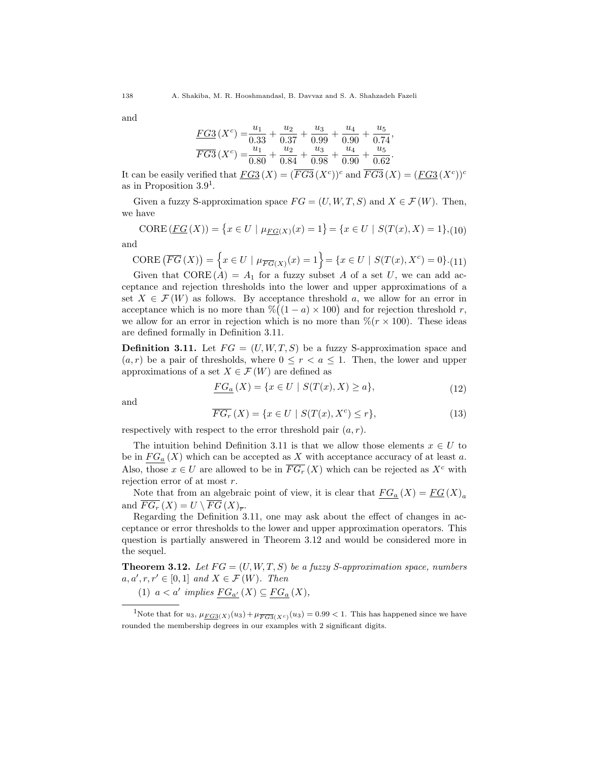and

$$\underline{FG3}(X^c) = \frac{u_1}{0.33} + \frac{u_2}{0.37} + \frac{u_3}{0.99} + \frac{u_4}{0.90} + \frac{u_5}{0.74},$$
$$\overline{FG3}(X^c) = \frac{u_1}{0.80} + \frac{u_2}{0.84} + \frac{u_3}{0.98} + \frac{u_4}{0.90} + \frac{u_5}{0.62}.$$

It can be easily verified that $\underline{FG3}(X) = (\overline{FG3}(X^c))^c$ and $\overline{FG3}(X) = (\underline{FG3}(X^c))^c$ as in Proposition 3.9[1].

Given a fuzzy S-approximation space $FG = (U, W, T, S)$ and $X \in \mathcal{F}(W)$. Then, we have

$$\text{CORE}(\underline{FG}(X)) = \{x \in U \mid \mu_{\underline{FG}(X)}(x) = 1\} = \{x \in U \mid S(T(x), X) = 1\}, \tag{10}$$

and

$$\text{CORE}(\overline{FG}(X)) = \{x \in U \mid \mu_{\overline{FG}(X)}(x) = 1\} = \{x \in U \mid S(T(x), X^c) = 0\}. \tag{11}$$

Given that $\text{CORE}(A) = A_1$ for a fuzzy subset $A$ of a set $U$, we can add acceptance and rejection thresholds into the lower and upper approximations of a set $X \in \mathcal{F}(W)$ as follows. By acceptance threshold $a$, we allow for an error in acceptance which is no more than $\%((1-a) \times 100)$ and for rejection threshold $r$, we allow for an error in rejection which is no more than $\%(r \times 100)$. These ideas are defined formally in Definition 3.11.

**Definition 3.11.** Let $FG = (U, W, T, S)$ be a fuzzy S-approximation space and $(a, r)$ be a pair of thresholds, where $0 \leq r < a \leq 1$. Then, the lower and upper approximations of a set $X \in \mathcal{F}(W)$ are defined as

$$\underline{FG_a}(X) = \{x \in U \mid S(T(x), X) \geq a\}, \tag{12}$$

and

$$\overline{FG_r}(X) = \{x \in U \mid S(T(x), X^c) \leq r\}, \tag{13}$$

respectively with respect to the error threshold pair $(a, r)$.

The intuition behind Definition 3.11 is that we allow those elements $x \in U$ to be in $\underline{FG_a}(X)$ which can be accepted as $X$ with acceptance accuracy of at least $a$. Also, those $x \in U$ are allowed to be in $\overline{FG_r}(X)$ which can be rejected as $X^c$ with rejection error of at most $r$.

Note that from an algebraic point of view, it is clear that $\underline{FG_a}(X) = \underline{FG}(X)_a$ and $\overline{FG_r}(X) = U \setminus \overline{FG}(X)_{\overline{r}}$.

Regarding the Definition 3.11, one may ask about the effect of changes in acceptance or error thresholds to the lower and upper approximation operators. This question is partially answered in Theorem 3.12 and would be considered more in the sequel.

**Theorem 3.12.** *Let $FG = (U, W, T, S)$ be a fuzzy S-approximation space, numbers $a, a', r, r' \in [0, 1]$ and $X \in \mathcal{F}(W)$. Then*

(1) $a < a'$ *implies* $\underline{FG_{a'}}(X) \subseteq \underline{FG_a}(X)$,

---

[1] Note that for $u_3$, $\mu_{\underline{FG3}(X)}(u_3) + \mu_{\overline{FG3}(X^c)}(u_3) = 0.99 < 1$. This has happened since we have rounded the membership degrees in our examples with 2 significant digits.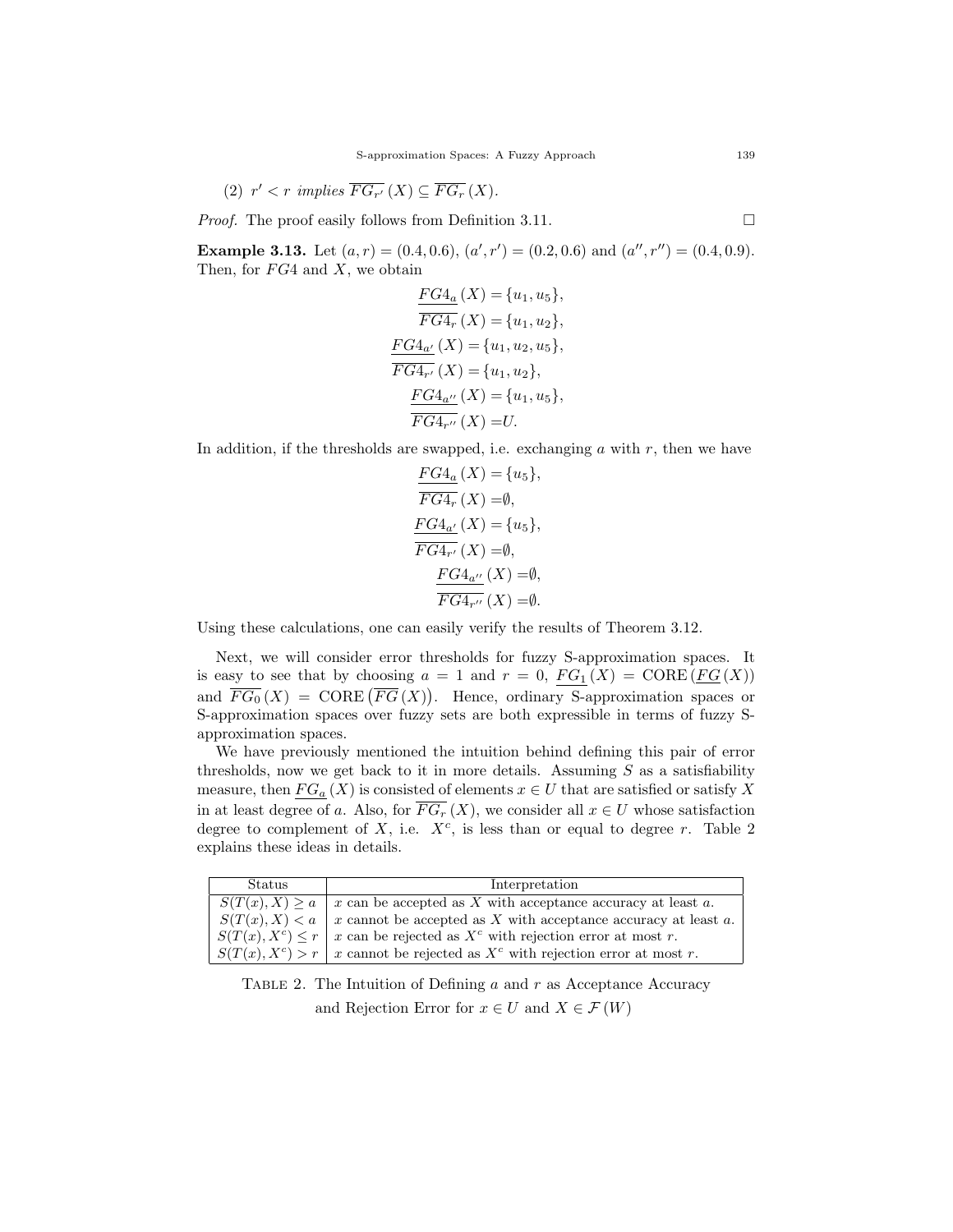(2) $r' < r$ *implies* $\overline{FG_{r'}}(X) \subseteq \overline{FG_r}(X)$.

*Proof.* The proof easily follows from Definition 3.11. □

**Example 3.13.** Let $(a, r) = (0.4, 0.6)$, $(a', r') = (0.2, 0.6)$ and $(a'', r'') = (0.4, 0.9)$. Then, for $FG4$ and $X$, we obtain

$$
\begin{aligned}
\underline{FG4_a}(X) &= \{u_1, u_5\},\\
\overline{FG4_r}(X) &= \{u_1, u_2\},\\
\underline{FG4_{a'}}(X) &= \{u_1, u_2, u_5\},\\
\overline{FG4_{r'}}(X) &= \{u_1, u_2\},\\
\underline{FG4_{a''}}(X) &= \{u_1, u_5\},\\
\overline{FG4_{r''}}(X) &= U.
\end{aligned}
$$

In addition, if the thresholds are swapped, i.e. exchanging $a$ with $r$, then we have

$$
\begin{aligned}
\underline{FG4_a}(X) &= \{u_5\},\\
\overline{FG4_r}(X) &= \emptyset,\\
\underline{FG4_{a'}}(X) &= \{u_5\},\\
\overline{FG4_{r'}}(X) &= \emptyset,\\
\underline{FG4_{a''}}(X) &= \emptyset,\\
\overline{FG4_{r''}}(X) &= \emptyset.
\end{aligned}
$$

Using these calculations, one can easily verify the results of Theorem 3.12.

Next, we will consider error thresholds for fuzzy S-approximation spaces. It is easy to see that by choosing $a = 1$ and $r = 0$, $\underline{FG_1}(X) = \text{CORE}\left(\underline{FG}(X)\right)$ and $\overline{FG_0}(X) = \text{CORE}\left(\overline{FG}(X)\right)$. Hence, ordinary S-approximation spaces or S-approximation spaces over fuzzy sets are both expressible in terms of fuzzy S-approximation spaces.

We have previously mentioned the intuition behind defining this pair of error thresholds, now we get back to it in more details. Assuming $S$ as a satisfiability measure, then $\underline{FG_a}(X)$ is consisted of elements $x \in U$ that are satisfied or satisfy $X$ in at least degree of $a$. Also, for $\overline{FG_r}(X)$, we consider all $x \in U$ whose satisfaction degree to complement of $X$, i.e. $X^c$, is less than or equal to degree $r$. Table 2 explains these ideas in details.

| Status | Interpretation |
|---|---|
| $S(T(x), X) \geq a$ | $x$ can be accepted as $X$ with acceptance accuracy at least $a$. |
| $S(T(x), X) < a$ | $x$ cannot be accepted as $X$ with acceptance accuracy at least $a$. |
| $S(T(x), X^c) \leq r$ | $x$ can be rejected as $X^c$ with rejection error at most $r$. |
| $S(T(x), X^c) > r$ | $x$ cannot be rejected as $X^c$ with rejection error at most $r$. |

TABLE 2. The Intuition of Defining $a$ and $r$ as Acceptance Accuracy and Rejection Error for $x \in U$ and $X \in \mathcal{F}(W)$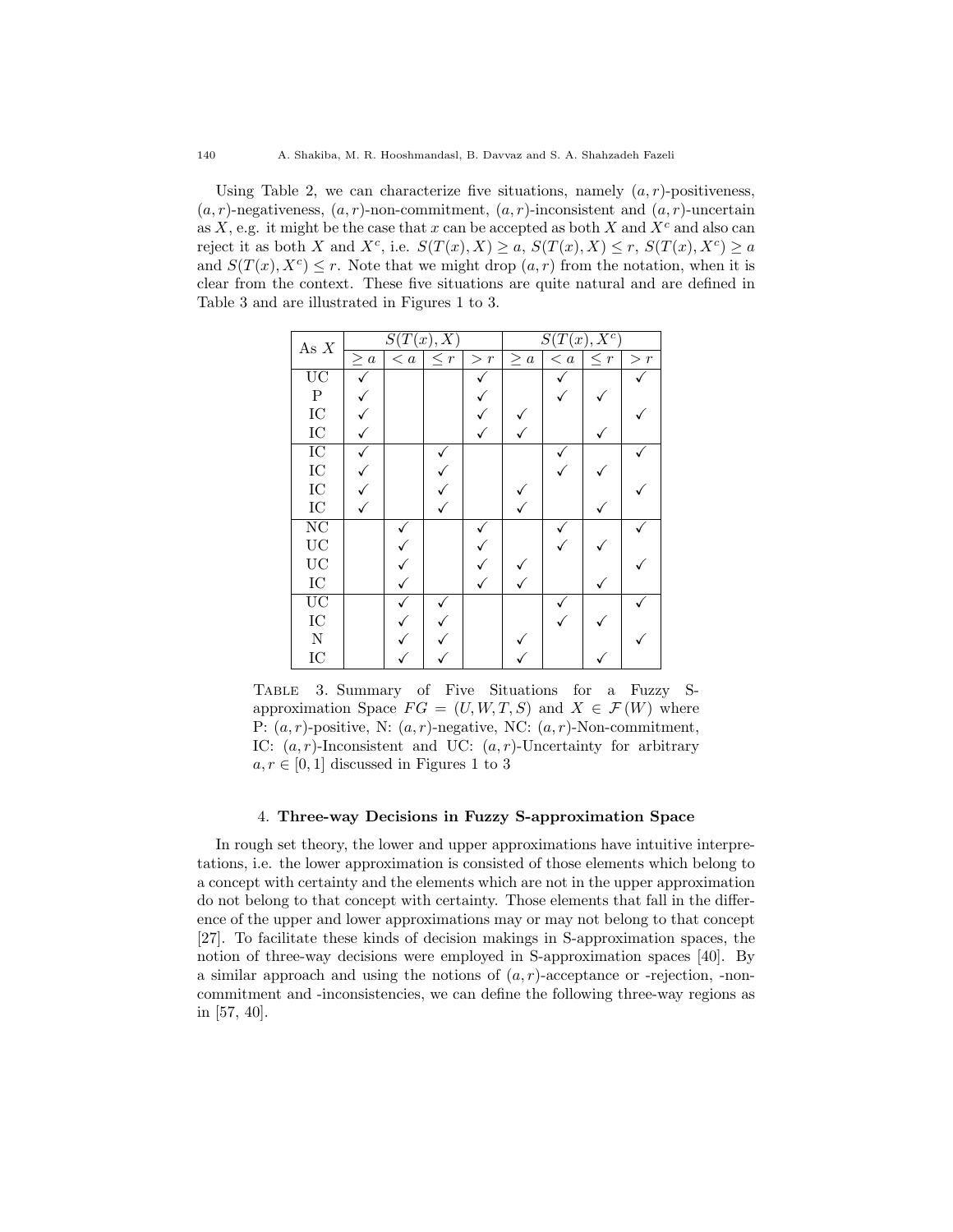Using Table 2, we can characterize five situations, namely $(a, r)$-positiveness, $(a, r)$-negativeness, $(a, r)$-non-commitment, $(a, r)$-inconsistent and $(a, r)$-uncertain as $X$, e.g. it might be the case that $x$ can be accepted as both $X$ and $X^c$ and also can reject it as both $X$ and $X^c$, i.e. $S(T(x), X) \geq a$, $S(T(x), X) \leq r$, $S(T(x), X^c) \geq a$ and $S(T(x), X^c) \leq r$. Note that we might drop $(a, r)$ from the notation, when it is clear from the context. These five situations are quite natural and are defined in Table 3 and are illustrated in Figures 1 to 3.

| As $X$ | $S(T(x), X)$ | | | | $S(T(x), X^c)$ | | | |
|---|---|---|---|---|---|---|---|---|
| | $\geq a$ | $< a$ | $\leq r$ | $> r$ | $\geq a$ | $< a$ | $\leq r$ | $> r$ |
| UC | ✓ | | | ✓ | | ✓ | | ✓ |
| P | ✓ | | | ✓ | | ✓ | ✓ | |
| IC | ✓ | | | ✓ | ✓ | | | ✓ |
| IC | ✓ | | | ✓ | ✓ | | ✓ | |
| IC | ✓ | | ✓ | | | ✓ | | ✓ |
| IC | ✓ | | ✓ | | | ✓ | ✓ | |
| IC | ✓ | | ✓ | | ✓ | | | ✓ |
| IC | ✓ | | ✓ | | ✓ | | ✓ | |
| NC | | ✓ | | ✓ | | ✓ | | ✓ |
| UC | | ✓ | | ✓ | | ✓ | ✓ | |
| UC | | ✓ | | ✓ | ✓ | | | ✓ |
| IC | | ✓ | | ✓ | ✓ | | ✓ | |
| UC | | ✓ | ✓ | | | ✓ | | ✓ |
| IC | | ✓ | ✓ | | | ✓ | ✓ | |
| N | | ✓ | ✓ | | ✓ | | | ✓ |
| IC | | ✓ | ✓ | | ✓ | | ✓ | |

TABLE 3. Summary of Five Situations for a Fuzzy S-approximation Space $FG = (U, W, T, S)$ and $X \in \mathcal{F}(W)$ where P: $(a, r)$-positive, N: $(a, r)$-negative, NC: $(a, r)$-Non-commitment, IC: $(a, r)$-Inconsistent and UC: $(a, r)$-Uncertainty for arbitrary $a, r \in [0, 1]$ discussed in Figures 1 to 3

## 4. Three-way Decisions in Fuzzy S-approximation Space

In rough set theory, the lower and upper approximations have intuitive interpretations, i.e. the lower approximation is consisted of those elements which belong to a concept with certainty and the elements which are not in the upper approximation do not belong to that concept with certainty. Those elements that fall in the difference of the upper and lower approximations may or may not belong to that concept [27]. To facilitate these kinds of decision makings in S-approximation spaces, the notion of three-way decisions were employed in S-approximation spaces [40]. By a similar approach and using the notions of $(a, r)$-acceptance or -rejection, -non-commitment and -inconsistencies, we can define the following three-way regions as in [57, 40].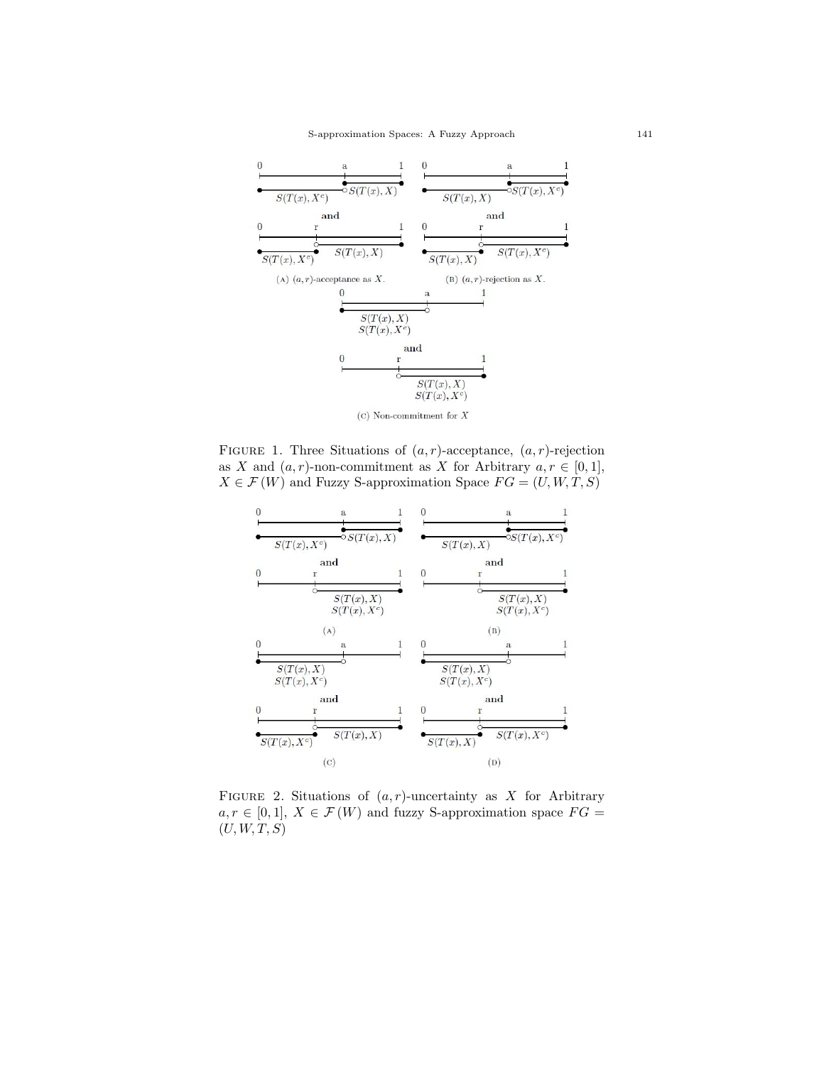FIGURE 1. Three Situations of $(a, r)$-acceptance, $(a, r)$-rejection as $X$ and $(a, r)$-non-commitment as $X$ for Arbitrary $a, r \in [0, 1]$, $X \in \mathcal{F}(W)$ and Fuzzy S-approximation Space $FG = (U, W, T, S)$

(A) $(a, r)$-acceptance as $X$. (B) $(a, r)$-rejection as $X$. (C) Non-commitment for $X$

FIGURE 2. Situations of $(a, r)$-uncertainty as $X$ for Arbitrary $a, r \in [0, 1]$, $X \in \mathcal{F}(W)$ and fuzzy S-approximation space $FG = (U, W, T, S)$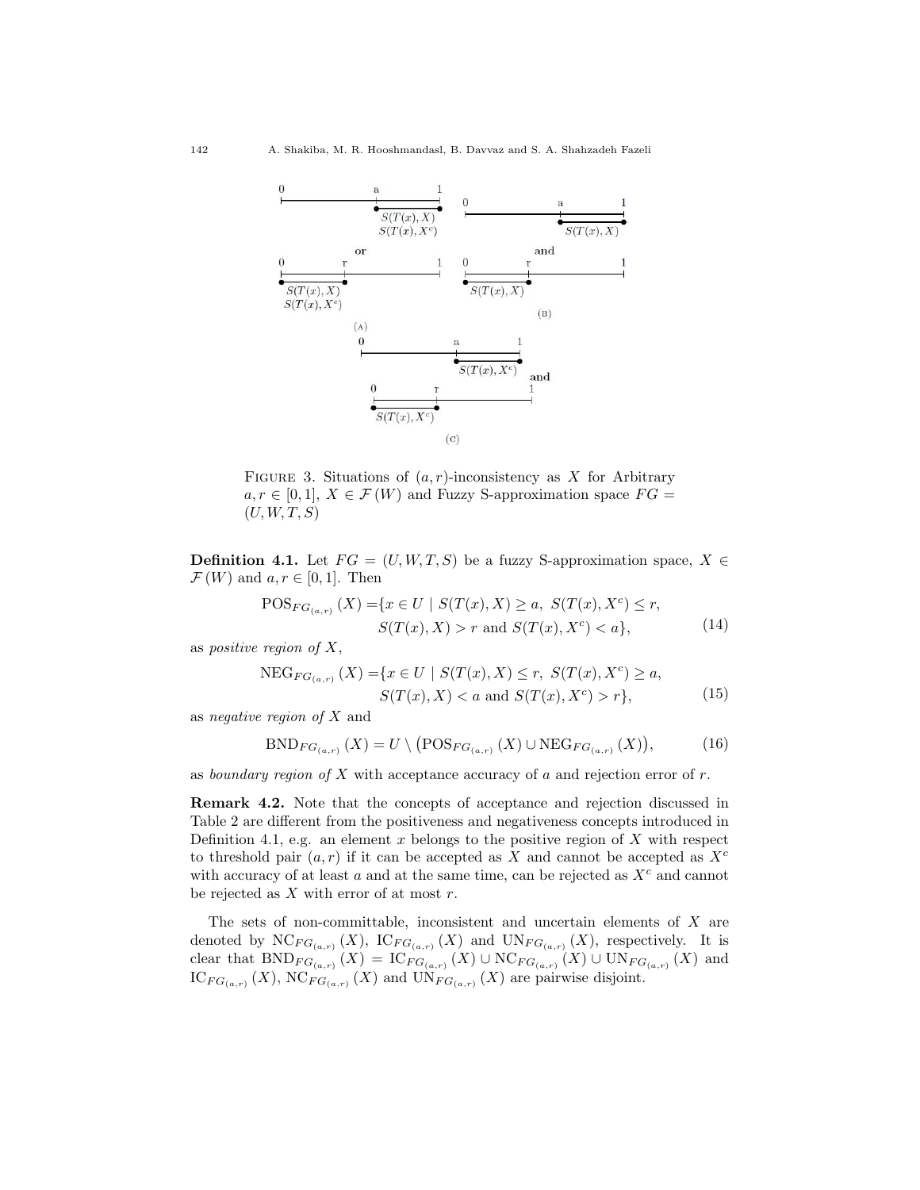FIGURE 3. Situations of $(a, r)$-inconsistency as $X$ for Arbitrary $a, r \in [0,1]$, $X \in \mathcal{F}(W)$ and Fuzzy S-approximation space $FG = (U, W, T, S)$

**Definition 4.1.** Let $FG = (U, W, T, S)$ be a fuzzy S-approximation space, $X \in \mathcal{F}(W)$ and $a, r \in [0,1]$. Then

$$\begin{aligned}\mathrm{POS}_{FG_{(a,r)}}(X) = \{x \in U \mid & \ S(T(x), X) \geq a,\ S(T(x), X^c) \leq r, \\ & S(T(x), X) > r \text{ and } S(T(x), X^c) < a\},\end{aligned} \tag{14}$$

as *positive region of* $X$,

$$\begin{aligned}\mathrm{NEG}_{FG_{(a,r)}}(X) = \{x \in U \mid & \ S(T(x), X) \leq r,\ S(T(x), X^c) \geq a, \\ & S(T(x), X) < a \text{ and } S(T(x), X^c) > r\},\end{aligned} \tag{15}$$

as *negative region of* $X$ and

$$\mathrm{BND}_{FG_{(a,r)}}(X) = U \setminus \big(\mathrm{POS}_{FG_{(a,r)}}(X) \cup \mathrm{NEG}_{FG_{(a,r)}}(X)\big), \tag{16}$$

as *boundary region of* $X$ with acceptance accuracy of $a$ and rejection error of $r$.

**Remark 4.2.** Note that the concepts of acceptance and rejection discussed in Table 2 are different from the positiveness and negativeness concepts introduced in Definition 4.1, e.g. an element $x$ belongs to the positive region of $X$ with respect to threshold pair $(a, r)$ if it can be accepted as $X$ and cannot be accepted as $X^c$ with accuracy of at least $a$ and at the same time, can be rejected as $X^c$ and cannot be rejected as $X$ with error of at most $r$.

The sets of non-committable, inconsistent and uncertain elements of $X$ are denoted by $\mathrm{NC}_{FG_{(a,r)}}(X)$, $\mathrm{IC}_{FG_{(a,r)}}(X)$ and $\mathrm{UN}_{FG_{(a,r)}}(X)$, respectively. It is clear that $\mathrm{BND}_{FG_{(a,r)}}(X) = \mathrm{IC}_{FG_{(a,r)}}(X) \cup \mathrm{NC}_{FG_{(a,r)}}(X) \cup \mathrm{UN}_{FG_{(a,r)}}(X)$ and $\mathrm{IC}_{FG_{(a,r)}}(X)$, $\mathrm{NC}_{FG_{(a,r)}}(X)$ and $\mathrm{UN}_{FG_{(a,r)}}(X)$ are pairwise disjoint.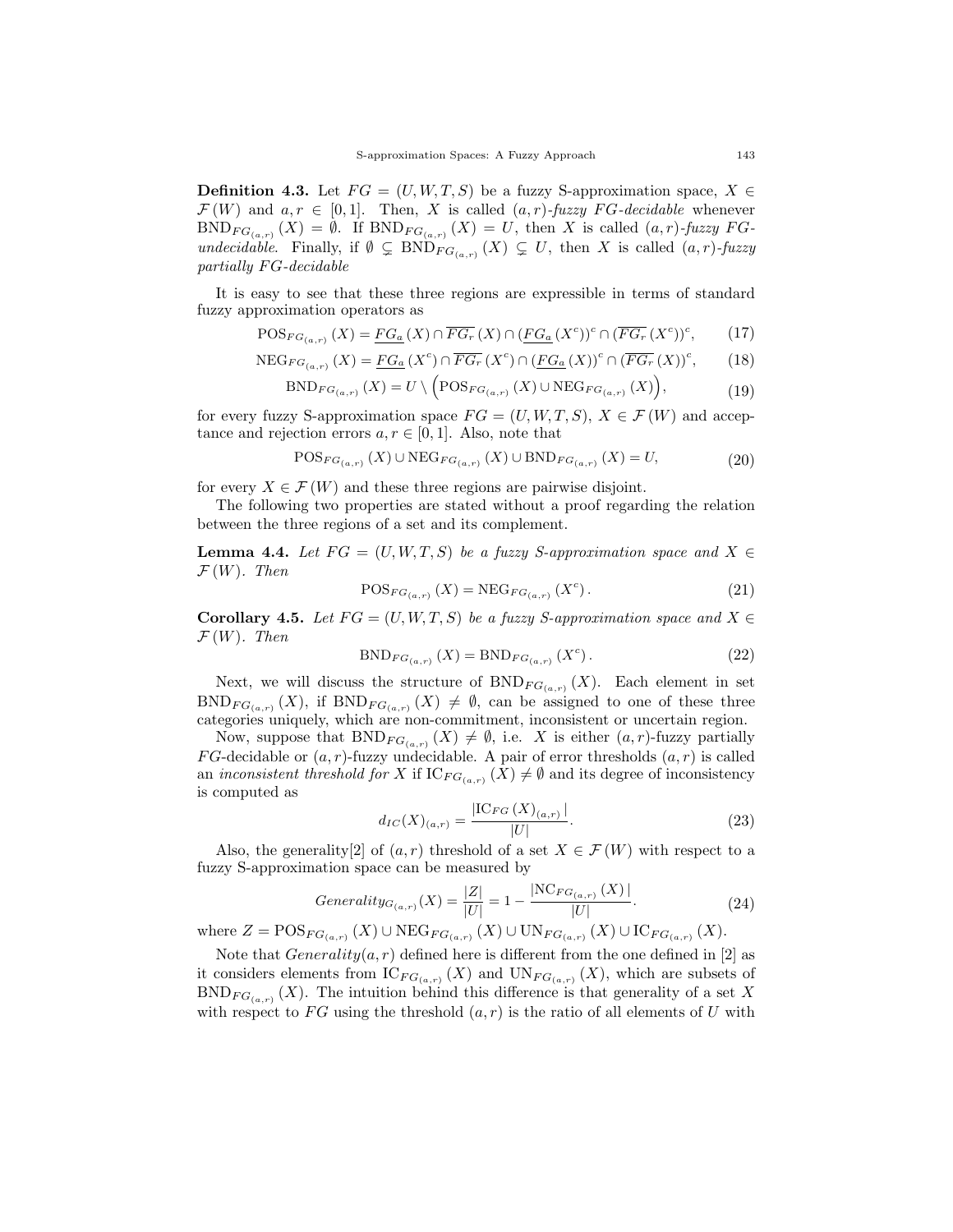**Definition 4.3.** Let $FG = (U, W, T, S)$ be a fuzzy S-approximation space, $X \in \mathcal{F}(W)$ and $a, r \in [0,1]$. Then, $X$ is called *$(a,r)$-fuzzy $FG$-decidable* whenever $\text{BND}_{FG_{(a,r)}}(X) = \emptyset$. If $\text{BND}_{FG_{(a,r)}}(X) = U$, then $X$ is called *$(a,r)$-fuzzy $FG$-undecidable*. Finally, if $\emptyset \subsetneq \text{BND}_{FG_{(a,r)}}(X) \subsetneq U$, then $X$ is called *$(a,r)$-fuzzy partially $FG$-decidable*

It is easy to see that these three regions are expressible in terms of standard fuzzy approximation operators as

$$\text{POS}_{FG_{(a,r)}}(X) = \underline{FG_a}(X) \cap \overline{FG_r}(X) \cap (\underline{FG_a}(X^c))^c \cap (\overline{FG_r}(X^c))^c, \tag{17}$$

$$\text{NEG}_{FG_{(a,r)}}(X) = \underline{FG_a}(X^c) \cap \overline{FG_r}(X^c) \cap (\underline{FG_a}(X))^c \cap (\overline{FG_r}(X))^c, \tag{18}$$

$$\text{BND}_{FG_{(a,r)}}(X) = U \setminus \Big(\text{POS}_{FG_{(a,r)}}(X) \cup \text{NEG}_{FG_{(a,r)}}(X)\Big), \tag{19}$$

for every fuzzy S-approximation space $FG = (U, W, T, S)$, $X \in \mathcal{F}(W)$ and acceptance and rejection errors $a, r \in [0,1]$. Also, note that

$$\text{POS}_{FG_{(a,r)}}(X) \cup \text{NEG}_{FG_{(a,r)}}(X) \cup \text{BND}_{FG_{(a,r)}}(X) = U, \tag{20}$$

for every $X \in \mathcal{F}(W)$ and these three regions are pairwise disjoint.

The following two properties are stated without a proof regarding the relation between the three regions of a set and its complement.

**Lemma 4.4.** *Let $FG = (U, W, T, S)$ be a fuzzy S-approximation space and $X \in \mathcal{F}(W)$. Then*

$$\text{POS}_{FG_{(a,r)}}(X) = \text{NEG}_{FG_{(a,r)}}(X^c). \tag{21}$$

**Corollary 4.5.** *Let $FG = (U, W, T, S)$ be a fuzzy S-approximation space and $X \in \mathcal{F}(W)$. Then*

$$\text{BND}_{FG_{(a,r)}}(X) = \text{BND}_{FG_{(a,r)}}(X^c). \tag{22}$$

Next, we will discuss the structure of $\text{BND}_{FG_{(a,r)}}(X)$. Each element in set $\text{BND}_{FG_{(a,r)}}(X)$, if $\text{BND}_{FG_{(a,r)}}(X) \neq \emptyset$, can be assigned to one of these three categories uniquely, which are non-commitment, inconsistent or uncertain region.

Now, suppose that $\text{BND}_{FG_{(a,r)}}(X) \neq \emptyset$, i.e. $X$ is either $(a,r)$-fuzzy partially $FG$-decidable or $(a,r)$-fuzzy undecidable. A pair of error thresholds $(a,r)$ is called an *inconsistent threshold for* $X$ if $\text{IC}_{FG_{(a,r)}}(X) \neq \emptyset$ and its degree of inconsistency is computed as

$$d_{IC}(X)_{(a,r)} = \frac{|\text{IC}_{FG}(X)_{(a,r)}|}{|U|}. \tag{23}$$

Also, the generality[2] of $(a,r)$ threshold of a set $X \in \mathcal{F}(W)$ with respect to a fuzzy S-approximation space can be measured by

$$Generality_{G_{(a,r)}}(X) = \frac{|Z|}{|U|} = 1 - \frac{|\text{NC}_{FG_{(a,r)}}(X)|}{|U|}. \tag{24}$$

where $Z = \text{POS}_{FG_{(a,r)}}(X) \cup \text{NEG}_{FG_{(a,r)}}(X) \cup \text{UN}_{FG_{(a,r)}}(X) \cup \text{IC}_{FG_{(a,r)}}(X)$.

Note that $Generality(a,r)$ defined here is different from the one defined in [2] as it considers elements from $\text{IC}_{FG_{(a,r)}}(X)$ and $\text{UN}_{FG_{(a,r)}}(X)$, which are subsets of $\text{BND}_{FG_{(a,r)}}(X)$. The intuition behind this difference is that generality of a set $X$ with respect to $FG$ using the threshold $(a,r)$ is the ratio of all elements of $U$ with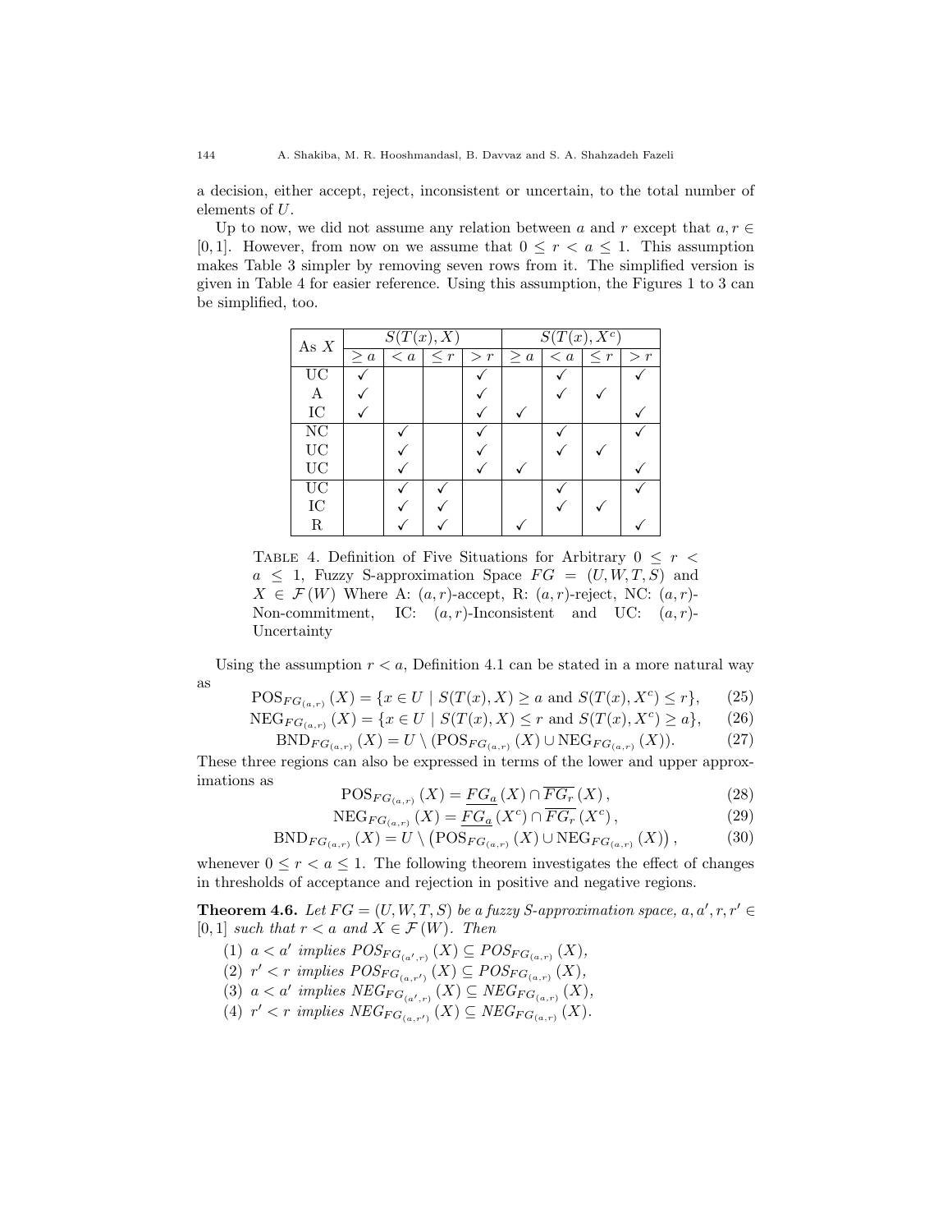a decision, either accept, reject, inconsistent or uncertain, to the total number of elements of $U$.

Up to now, we did not assume any relation between $a$ and $r$ except that $a, r \in [0,1]$. However, from now on we assume that $0 \leq r < a \leq 1$. This assumption makes Table 3 simpler by removing seven rows from it. The simplified version is given in Table 4 for easier reference. Using this assumption, the Figures 1 to 3 can be simplified, too.

| As $X$ | $S(T(x), X)$ | | | | $S(T(x), X^c)$ | | | |
|---|---|---|---|---|---|---|---|---|
| | $\geq a$ | $< a$ | $\leq r$ | $> r$ | $\geq a$ | $< a$ | $\leq r$ | $> r$ |
| UC | ✓ | | | ✓ | | ✓ | | ✓ |
| A | ✓ | | | ✓ | | ✓ | ✓ | |
| IC | ✓ | | | ✓ | ✓ | | | ✓ |
| NC | | ✓ | | ✓ | | ✓ | | ✓ |
| UC | | ✓ | | ✓ | | ✓ | ✓ | |
| UC | | ✓ | | ✓ | ✓ | | | ✓ |
| UC | | ✓ | ✓ | | | ✓ | | ✓ |
| IC | | ✓ | ✓ | | | ✓ | ✓ | |
| R | | ✓ | ✓ | | ✓ | | | ✓ |

Table 4. Definition of Five Situations for Arbitrary $0 \leq r < a \leq 1$, Fuzzy S-approximation Space $FG = (U, W, T, S)$ and $X \in \mathcal{F}(W)$ Where A: $(a, r)$-accept, R: $(a, r)$-reject, NC: $(a, r)$-Non-commitment, IC: $(a, r)$-Inconsistent and UC: $(a, r)$-Uncertainty

Using the assumption $r < a$, Definition 4.1 can be stated in a more natural way as

$$\mathrm{POS}_{FG_{(a,r)}}(X) = \{x \in U \mid S(T(x), X) \geq a \text{ and } S(T(x), X^c) \leq r\}, \tag{25}$$

$$\mathrm{NEG}_{FG_{(a,r)}}(X) = \{x \in U \mid S(T(x), X) \leq r \text{ and } S(T(x), X^c) \geq a\}, \tag{26}$$

$$\mathrm{BND}_{FG_{(a,r)}}(X) = U \setminus (\mathrm{POS}_{FG_{(a,r)}}(X) \cup \mathrm{NEG}_{FG_{(a,r)}}(X)). \tag{27}$$

These three regions can also be expressed in terms of the lower and upper approximations as

$$\mathrm{POS}_{FG_{(a,r)}}(X) = \underline{FG_a}(X) \cap \overline{FG_r}(X), \tag{28}$$

$$\mathrm{NEG}_{FG_{(a,r)}}(X) = \underline{FG_a}(X^c) \cap \overline{FG_r}(X^c), \tag{29}$$

$$\mathrm{BND}_{FG_{(a,r)}}(X) = U \setminus \left(\mathrm{POS}_{FG_{(a,r)}}(X) \cup \mathrm{NEG}_{FG_{(a,r)}}(X)\right), \tag{30}$$

whenever $0 \leq r < a \leq 1$. The following theorem investigates the effect of changes in thresholds of acceptance and rejection in positive and negative regions.

**Theorem 4.6.** *Let $FG = (U, W, T, S)$ be a fuzzy S-approximation space, $a, a', r, r' \in [0,1]$ such that $r < a$ and $X \in \mathcal{F}(W)$. Then*

1. *$a < a'$ implies $POS_{FG_{(a',r)}}(X) \subseteq POS_{FG_{(a,r)}}(X)$,*
2. *$r' < r$ implies $POS_{FG_{(a,r')}}(X) \subseteq POS_{FG_{(a,r)}}(X)$,*
3. *$a < a'$ implies $NEG_{FG_{(a',r)}}(X) \subseteq NEG_{FG_{(a,r)}}(X)$,*
4. *$r' < r$ implies $NEG_{FG_{(a,r')}}(X) \subseteq NEG_{FG_{(a,r)}}(X)$.*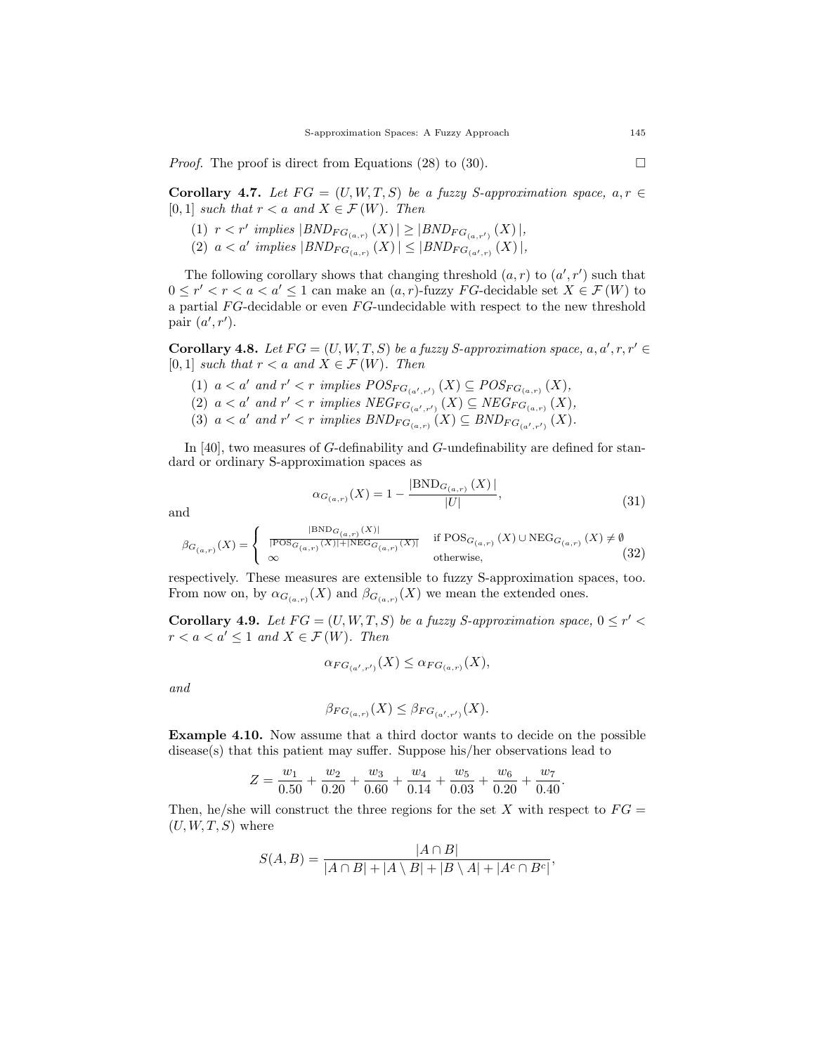*Proof.* The proof is direct from Equations (28) to (30). □

**Corollary 4.7.** *Let $FG = (U, W, T, S)$ be a fuzzy S-approximation space, $a, r \in [0, 1]$ such that $r < a$ and $X \in \mathcal{F}(W)$. Then*

(1) $r < r'$ *implies* $|BND_{FG_{(a,r)}}(X)| \geq |BND_{FG_{(a,r')}}(X)|$,

(2) $a < a'$ *implies* $|BND_{FG_{(a,r)}}(X)| \leq |BND_{FG_{(a',r)}}(X)|$,

The following corollary shows that changing threshold $(a, r)$ to $(a', r')$ such that $0 \leq r' < r < a < a' \leq 1$ can make an $(a, r)$-fuzzy $FG$-decidable set $X \in \mathcal{F}(W)$ to a partial $FG$-decidable or even $FG$-undecidable with respect to the new threshold pair $(a', r')$.

**Corollary 4.8.** *Let $FG = (U, W, T, S)$ be a fuzzy S-approximation space, $a, a', r, r' \in [0, 1]$ such that $r < a$ and $X \in \mathcal{F}(W)$. Then*

(1) $a < a'$ *and* $r' < r$ *implies* $POS_{FG_{(a',r')}}(X) \subseteq POS_{FG_{(a,r)}}(X)$,

(2) $a < a'$ *and* $r' < r$ *implies* $NEG_{FG_{(a',r')}}(X) \subseteq NEG_{FG_{(a,r)}}(X)$,

(3) $a < a'$ *and* $r' < r$ *implies* $BND_{FG_{(a,r)}}(X) \subseteq BND_{FG_{(a',r')}}(X)$.

In [40], two measures of $G$-definability and $G$-undefinability are defined for standard or ordinary S-approximation spaces as

$$\alpha_{G_{(a,r)}}(X) = 1 - \frac{|\mathrm{BND}_{G_{(a,r)}}(X)|}{|U|}, \tag{31}$$

and

$$\beta_{G_{(a,r)}}(X) = \begin{cases} \frac{|\mathrm{BND}_{G_{(a,r)}}(X)|}{|\mathrm{POS}_{G_{(a,r)}}(X)| + |\mathrm{NEG}_{G_{(a,r)}}(X)|} & \text{if } \mathrm{POS}_{G_{(a,r)}}(X) \cup \mathrm{NEG}_{G_{(a,r)}}(X) \neq \emptyset \\ \infty & \text{otherwise,} \end{cases} \tag{32}$$

respectively. These measures are extensible to fuzzy S-approximation spaces, too. From now on, by $\alpha_{G_{(a,r)}}(X)$ and $\beta_{G_{(a,r)}}(X)$ we mean the extended ones.

**Corollary 4.9.** *Let $FG = (U, W, T, S)$ be a fuzzy S-approximation space, $0 \leq r' < r < a < a' \leq 1$ and $X \in \mathcal{F}(W)$. Then*

$$\alpha_{FG_{(a',r')}}(X) \leq \alpha_{FG_{(a,r)}}(X),$$

*and*

$$\beta_{FG_{(a,r)}}(X) \leq \beta_{FG_{(a',r')}}(X).$$

**Example 4.10.** Now assume that a third doctor wants to decide on the possible disease(s) that this patient may suffer. Suppose his/her observations lead to

$$Z = \frac{w_1}{0.50} + \frac{w_2}{0.20} + \frac{w_3}{0.60} + \frac{w_4}{0.14} + \frac{w_5}{0.03} + \frac{w_6}{0.20} + \frac{w_7}{0.40}.$$

Then, he/she will construct the three regions for the set $X$ with respect to $FG = (U, W, T, S)$ where

$$S(A, B) = \frac{|A \cap B|}{|A \cap B| + |A \setminus B| + |B \setminus A| + |A^c \cap B^c|},$$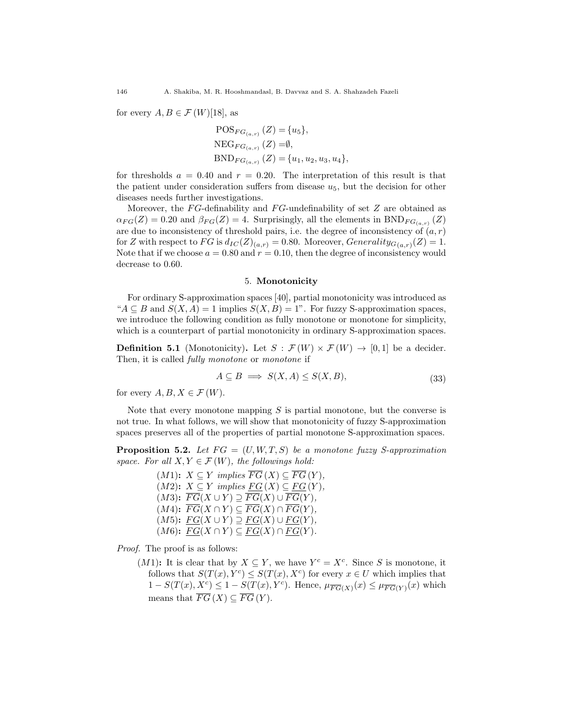for every $A, B \in \mathcal{F}(W)$[18], as

$$\begin{aligned}
\mathrm{POS}_{FG_{(a,r)}}(Z) &= \{u_5\}, \\
\mathrm{NEG}_{FG_{(a,r)}}(Z) &= \emptyset, \\
\mathrm{BND}_{FG_{(a,r)}}(Z) &= \{u_1, u_2, u_3, u_4\},
\end{aligned}$$

for thresholds $a = 0.40$ and $r = 0.20$. The interpretation of this result is that the patient under consideration suffers from disease $u_5$, but the decision for other diseases needs further investigations.

Moreover, the $FG$-definability and $FG$-undefinability of set $Z$ are obtained as $\alpha_{FG}(Z) = 0.20$ and $\beta_{FG}(Z) = 4$. Surprisingly, all the elements in $\mathrm{BND}_{FG_{(a,r)}}(Z)$ are due to inconsistency of threshold pairs, i.e. the degree of inconsistency of $(a, r)$ for $Z$ with respect to $FG$ is $d_{IC}(Z)_{(a,r)} = 0.80$. Moreover, $Generality_{G(a,r)}(Z) = 1$. Note that if we choose $a = 0.80$ and $r = 0.10$, then the degree of inconsistency would decrease to 0.60.

## 5. Monotonicity

For ordinary S-approximation spaces [40], partial monotonicity was introduced as "$A \subseteq B$ and $S(X, A) = 1$ implies $S(X, B) = 1$". For fuzzy S-approximation spaces, we introduce the following condition as fully monotone or monotone for simplicity, which is a counterpart of partial monotonicity in ordinary S-approximation spaces.

**Definition 5.1** (Monotonicity)**.** Let $S : \mathcal{F}(W) \times \mathcal{F}(W) \to [0, 1]$ be a decider. Then, it is called *fully monotone* or *monotone* if

$$A \subseteq B \implies S(X, A) \leq S(X, B), \tag{33}$$

for every $A, B, X \in \mathcal{F}(W)$.

Note that every monotone mapping $S$ is partial monotone, but the converse is not true. In what follows, we will show that monotonicity of fuzzy S-approximation spaces preserves all of the properties of partial monotone S-approximation spaces.

**Proposition 5.2.** *Let $FG = (U, W, T, S)$ be a monotone fuzzy S-approximation space. For all $X, Y \in \mathcal{F}(W)$, the followings hold:*

- $(M1)$**:** *$X \subseteq Y$ implies $\overline{FG}(X) \subseteq \overline{FG}(Y)$,*
- $(M2)$**:** *$X \subseteq Y$ implies $\underline{FG}(X) \subseteq \underline{FG}(Y)$,*
- $(M3)$**:** *$\overline{FG}(X \cup Y) \supseteq \overline{FG}(X) \cup \overline{FG}(Y)$,*
- $(M4)$**:** *$\overline{FG}(X \cap Y) \subseteq \overline{FG}(X) \cap \overline{FG}(Y)$,*
- $(M5)$**:** *$\underline{FG}(X \cup Y) \supseteq \underline{FG}(X) \cup \underline{FG}(Y)$,*
- $(M6)$**:** *$\underline{FG}(X \cap Y) \subseteq \underline{FG}(X) \cap \underline{FG}(Y)$.*

*Proof.* The proof is as follows:

- $(M1)$**:** It is clear that by $X \subseteq Y$, we have $Y^c = X^c$. Since $S$ is monotone, it follows that $S(T(x), Y^c) \leq S(T(x), X^c)$ for every $x \in U$ which implies that $1 - S(T(x), X^c) \leq 1 - S(T(x), Y^c)$. Hence, $\mu_{\overline{FG}(X)}(x) \leq \mu_{\overline{FG}(Y)}(x)$ which means that $\overline{FG}(X) \subseteq \overline{FG}(Y)$.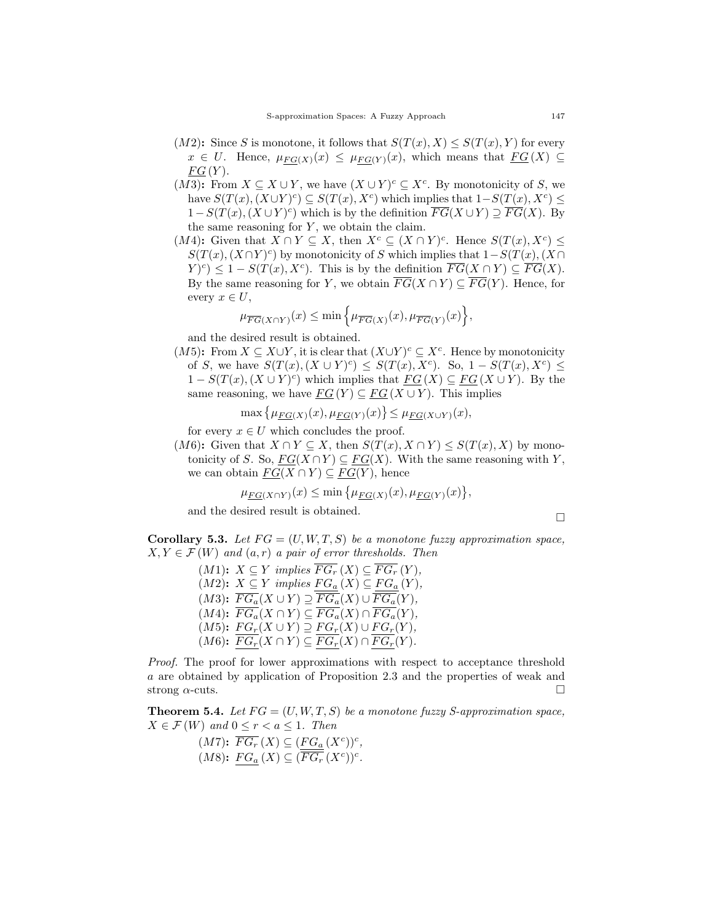- $(M2)$**:** Since $S$ is monotone, it follows that $S(T(x), X) \leq S(T(x), Y)$ for every $x \in U$. Hence, $\mu_{\underline{FG}(X)}(x) \leq \mu_{\underline{FG}(Y)}(x)$, which means that $\underline{FG}(X) \subseteq \underline{FG}(Y)$.
- $(M3)$**:** From $X \subseteq X \cup Y$, we have $(X \cup Y)^c \subseteq X^c$. By monotonicity of $S$, we have $S(T(x), (X \cup Y)^c) \subseteq S(T(x), X^c)$ which implies that $1 - S(T(x), X^c) \leq 1 - S(T(x), (X \cup Y)^c)$ which is by the definition $\overline{FG}(X \cup Y) \supseteq \overline{FG}(X)$. By the same reasoning for $Y$, we obtain the claim.
- $(M4)$**:** Given that $X \cap Y \subseteq X$, then $X^c \subseteq (X \cap Y)^c$. Hence $S(T(x), X^c) \leq S(T(x), (X \cap Y)^c)$ by monotonicity of $S$ which implies that $1 - S(T(x), (X \cap Y)^c) \leq 1 - S(T(x), X^c)$. This is by the definition $\overline{FG}(X \cap Y) \subseteq \overline{FG}(X)$. By the same reasoning for $Y$, we obtain $\overline{FG}(X \cap Y) \subseteq \overline{FG}(Y)$. Hence, for every $x \in U$,

  $$\mu_{\overline{FG}(X \cap Y)}(x) \leq \min\Big\{\mu_{\overline{FG}(X)}(x), \mu_{\overline{FG}(Y)}(x)\Big\},$$

  and the desired result is obtained.
- $(M5)$**:** From $X \subseteq X \cup Y$, it is clear that $(X \cup Y)^c \subseteq X^c$. Hence by monotonicity of $S$, we have $S(T(x), (X \cup Y)^c) \leq S(T(x), X^c)$. So, $1 - S(T(x), X^c) \leq 1 - S(T(x), (X \cup Y)^c)$ which implies that $\underline{FG}(X) \subseteq \underline{FG}(X \cup Y)$. By the same reasoning, we have $\underline{FG}(Y) \subseteq \underline{FG}(X \cup Y)$. This implies

  $$\max\big\{\mu_{\underline{FG}(X)}(x), \mu_{\underline{FG}(Y)}(x)\big\} \leq \mu_{\underline{FG}(X \cup Y)}(x),$$

  for every $x \in U$ which concludes the proof.
- $(M6)$**:** Given that $X \cap Y \subseteq X$, then $S(T(x), X \cap Y) \leq S(T(x), X)$ by monotonicity of $S$. So, $\underline{FG}(X \cap Y) \subseteq \underline{FG}(X)$. With the same reasoning with $Y$, we can obtain $\underline{FG}(X \cap Y) \subseteq \underline{FG}(Y)$, hence

  $$\mu_{\underline{FG}(X \cap Y)}(x) \leq \min\big\{\mu_{\underline{FG}(X)}(x), \mu_{\underline{FG}(Y)}(x)\big\},$$

  and the desired result is obtained. □

**Corollary 5.3.** *Let $FG = (U, W, T, S)$ be a monotone fuzzy approximation space, $X, Y \in \mathcal{F}(W)$ and $(a, r)$ a pair of error thresholds. Then*

- $(M1)$**:** $X \subseteq Y$ *implies* $\overline{FG_r}(X) \subseteq \overline{FG_r}(Y)$,
- $(M2)$**:** $X \subseteq Y$ *implies* $\underline{FG_a}(X) \subseteq \underline{FG_a}(Y)$,
- $(M3)$**:** $\overline{FG_a}(X \cup Y) \supseteq \overline{FG_a}(X) \cup \overline{FG_a}(Y)$,
- $(M4)$**:** $\overline{FG_a}(X \cap Y) \subseteq \overline{FG_a}(X) \cap \overline{FG_a}(Y)$,
- $(M5)$**:** $\underline{FG_r}(X \cup Y) \supseteq \underline{FG_r}(X) \cup \underline{FG_r}(Y)$,
- $(M6)$**:** $\underline{FG_r}(X \cap Y) \subseteq \underline{FG_r}(X) \cap \underline{FG_r}(Y)$.

*Proof.* The proof for lower approximations with respect to acceptance threshold $a$ are obtained by application of Proposition 2.3 and the properties of weak and strong $\alpha$-cuts. □

**Theorem 5.4.** *Let $FG = (U, W, T, S)$ be a monotone fuzzy S-approximation space, $X \in \mathcal{F}(W)$ and $0 \leq r < a \leq 1$. Then*

- $(M7)$**:** $\overline{FG_r}(X) \subseteq (\underline{FG_a}(X^c))^c$,
- $(M8)$**:** $\underline{FG_a}(X) \subseteq (\overline{FG_r}(X^c))^c$.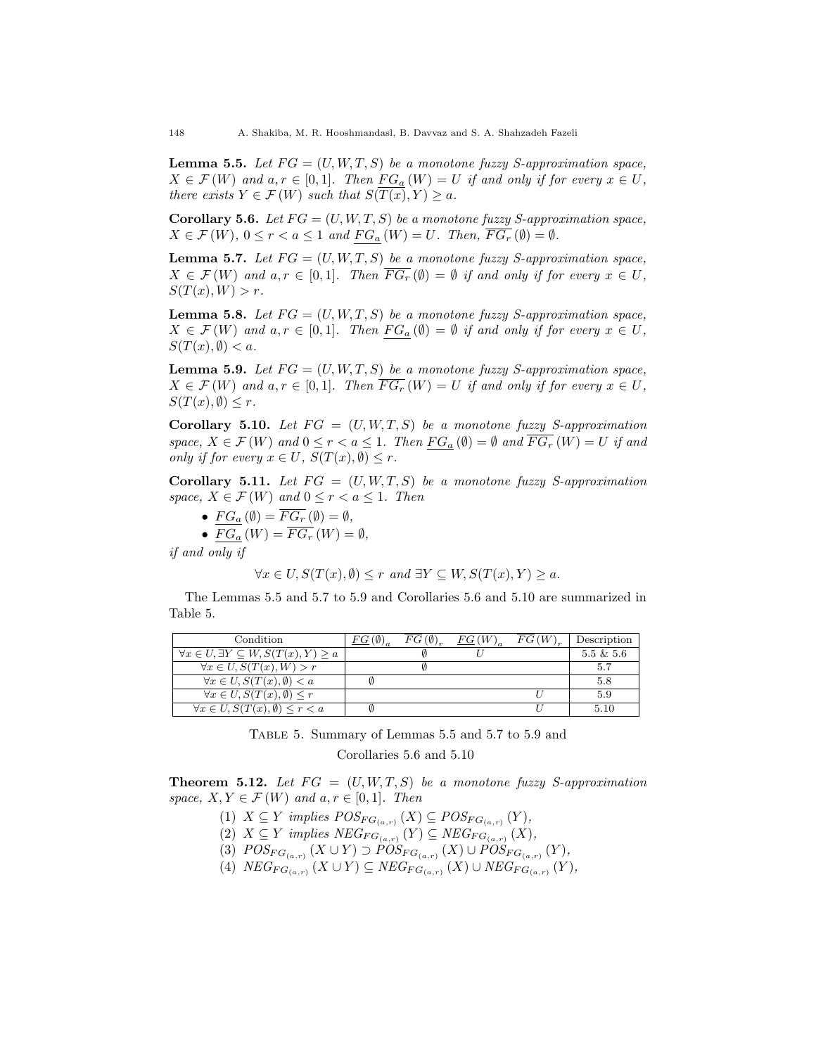**Lemma 5.5.** *Let $FG = (U, W, T, S)$ be a monotone fuzzy S-approximation space, $X \in \mathcal{F}(W)$ and $a, r \in [0, 1]$. Then $\underline{FG_a}(W) = U$ if and only if for every $x \in U$, there exists $Y \in \mathcal{F}(W)$ such that $S(\overline{T(x)}, Y) \geq a$.*

**Corollary 5.6.** *Let $FG = (U, W, T, S)$ be a monotone fuzzy S-approximation space, $X \in \mathcal{F}(W)$, $0 \leq r < a \leq 1$ and $\underline{FG_a}(W) = U$. Then, $\overline{FG_r}(\emptyset) = \emptyset$.*

**Lemma 5.7.** *Let $FG = (U, W, T, S)$ be a monotone fuzzy S-approximation space, $X \in \mathcal{F}(W)$ and $a, r \in [0, 1]$. Then $\overline{FG_r}(\emptyset) = \emptyset$ if and only if for every $x \in U$, $S(T(x), W) > r$.*

**Lemma 5.8.** *Let $FG = (U, W, T, S)$ be a monotone fuzzy S-approximation space, $X \in \mathcal{F}(W)$ and $a, r \in [0, 1]$. Then $\underline{FG_a}(\emptyset) = \emptyset$ if and only if for every $x \in U$, $S(T(x), \emptyset) < a$.*

**Lemma 5.9.** *Let $FG = (U, W, T, S)$ be a monotone fuzzy S-approximation space, $X \in \mathcal{F}(W)$ and $a, r \in [0, 1]$. Then $\overline{FG_r}(W) = U$ if and only if for every $x \in U$, $S(T(x), \emptyset) \leq r$.*

**Corollary 5.10.** *Let $FG = (U, W, T, S)$ be a monotone fuzzy S-approximation space, $X \in \mathcal{F}(W)$ and $0 \leq r < a \leq 1$. Then $\underline{FG_a}(\emptyset) = \emptyset$ and $\overline{FG_r}(W) = U$ if and only if for every $x \in U$, $S(T(x), \emptyset) \leq r$.*

**Corollary 5.11.** *Let $FG = (U, W, T, S)$ be a monotone fuzzy S-approximation space, $X \in \mathcal{F}(W)$ and $0 \leq r < a \leq 1$. Then*

- $\underline{FG_a}(\emptyset) = \overline{FG_r}(\emptyset) = \emptyset$,
- $\underline{FG_a}(W) = \overline{FG_r}(W) = \emptyset$,

*if and only if*

$$\forall x \in U, S(T(x), \emptyset) \leq r \text{ and } \exists Y \subseteq W, S(T(x), Y) \geq a.$$

The Lemmas 5.5 and 5.7 to 5.9 and Corollaries 5.6 and 5.10 are summarized in Table 5.

| Condition | $\underline{FG}(\emptyset)_a$ | $\overline{FG}(\emptyset)_r$ | $\underline{FG}(W)_a$ | $\overline{FG}(W)_r$ | Description |
|---|---|---|---|---|---|
| $\forall x \in U, \exists Y \subseteq W, S(T(x), Y) \geq a$ | | $\emptyset$ | $U$ | | 5.5 & 5.6 |
| $\forall x \in U, S(T(x), W) > r$ | | $\emptyset$ | | | 5.7 |
| $\forall x \in U, S(T(x), \emptyset) < a$ | $\emptyset$ | | | | 5.8 |
| $\forall x \in U, S(T(x), \emptyset) \leq r$ | | | | $U$ | 5.9 |
| $\forall x \in U, S(T(x), \emptyset) \leq r < a$ | $\emptyset$ | | | $U$ | 5.10 |

TABLE 5. Summary of Lemmas 5.5 and 5.7 to 5.9 and Corollaries 5.6 and 5.10

**Theorem 5.12.** *Let $FG = (U, W, T, S)$ be a monotone fuzzy S-approximation space, $X, Y \in \mathcal{F}(W)$ and $a, r \in [0, 1]$. Then*

(1) $X \subseteq Y$ *implies* $POS_{FG_{(a,r)}}(X) \subseteq POS_{FG_{(a,r)}}(Y)$,
(2) $X \subseteq Y$ *implies* $NEG_{FG_{(a,r)}}(Y) \subseteq NEG_{FG_{(a,r)}}(X)$,
(3) $POS_{FG_{(a,r)}}(X \cup Y) \supset POS_{FG_{(a,r)}}(X) \cup POS_{FG_{(a,r)}}(Y)$,
(4) $NEG_{FG_{(a,r)}}(X \cup Y) \subseteq NEG_{FG_{(a,r)}}(X) \cup NEG_{FG_{(a,r)}}(Y)$,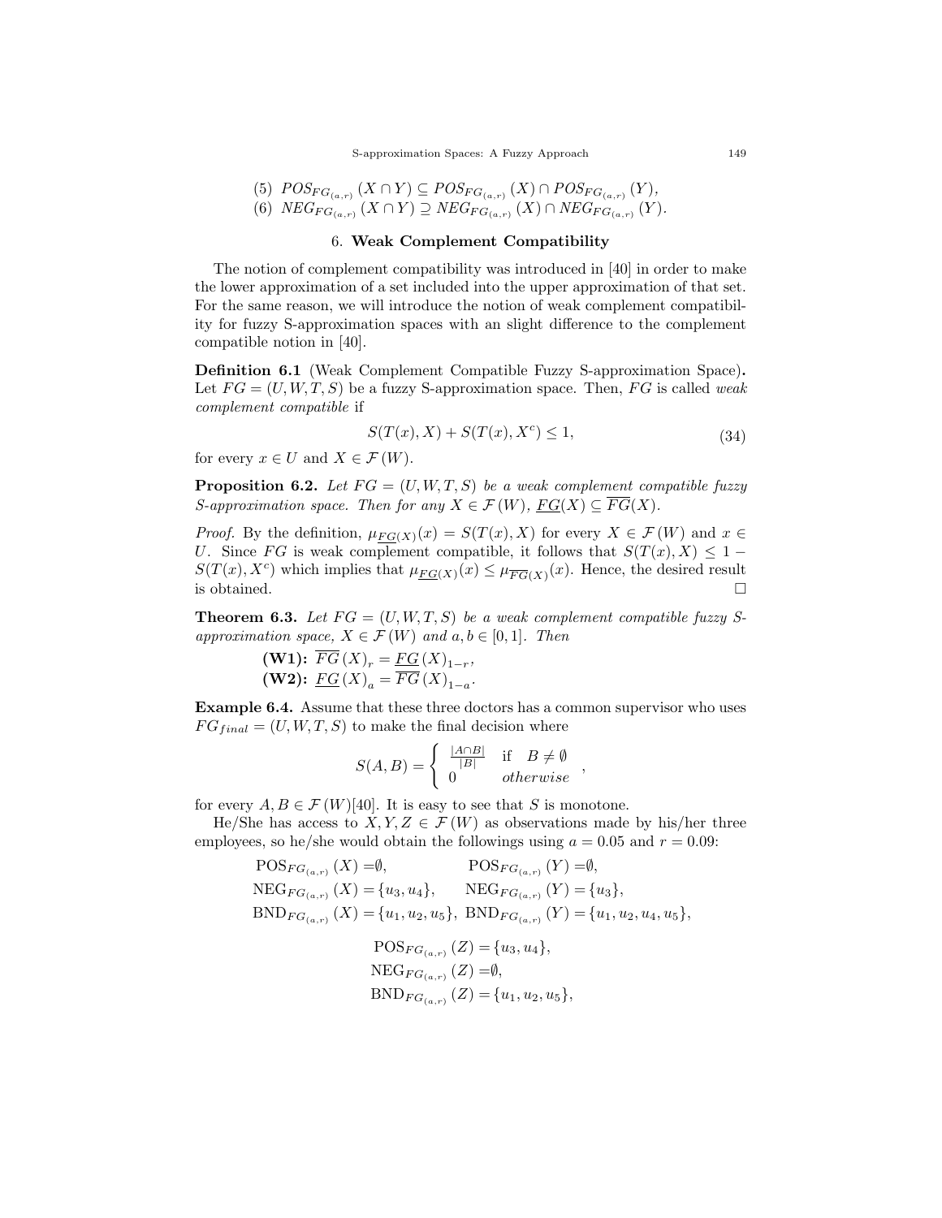(5) $POS_{FG_{(a,r)}}(X \cap Y) \subseteq POS_{FG_{(a,r)}}(X) \cap POS_{FG_{(a,r)}}(Y)$,

(6) $NEG_{FG_{(a,r)}}(X \cap Y) \supseteq NEG_{FG_{(a,r)}}(X) \cap NEG_{FG_{(a,r)}}(Y)$.

## 6. Weak Complement Compatibility

The notion of complement compatibility was introduced in [40] in order to make the lower approximation of a set included into the upper approximation of that set. For the same reason, we will introduce the notion of weak complement compatibility for fuzzy S-approximation spaces with an slight difference to the complement compatible notion in [40].

**Definition 6.1** (Weak Complement Compatible Fuzzy S-approximation Space)**.** Let $FG = (U, W, T, S)$ be a fuzzy S-approximation space. Then, $FG$ is called *weak complement compatible* if

$$S(T(x), X) + S(T(x), X^c) \leq 1, \tag{34}$$

for every $x \in U$ and $X \in \mathcal{F}(W)$.

**Proposition 6.2.** *Let $FG = (U, W, T, S)$ be a weak complement compatible fuzzy S-approximation space. Then for any $X \in \mathcal{F}(W)$, $\underline{FG}(X) \subseteq \overline{FG}(X)$.*

*Proof.* By the definition, $\mu_{\underline{FG}(X)}(x) = S(T(x), X)$ for every $X \in \mathcal{F}(W)$ and $x \in U$. Since $FG$ is weak complement compatible, it follows that $S(T(x), X) \leq 1 - S(T(x), X^c)$ which implies that $\mu_{\underline{FG}(X)}(x) \leq \mu_{\overline{FG}(X)}(x)$. Hence, the desired result is obtained. □

**Theorem 6.3.** *Let $FG = (U, W, T, S)$ be a weak complement compatible fuzzy S-approximation space, $X \in \mathcal{F}(W)$ and $a, b \in [0, 1]$. Then*

**(W1):** $\overline{FG}(X)_r = \underline{FG}(X)_{1-r}$,

**(W2):** $\underline{FG}(X)_a = \overline{FG}(X)_{1-a}$.

**Example 6.4.** Assume that these three doctors has a common supervisor who uses $FG_{final} = (U, W, T, S)$ to make the final decision where

$$S(A, B) = \begin{cases} \frac{|A \cap B|}{|B|} & \text{if} \quad B \neq \emptyset \\ 0 & otherwise \end{cases},$$

for every $A, B \in \mathcal{F}(W)$[40]. It is easy to see that $S$ is monotone.

He/She has access to $X, Y, Z \in \mathcal{F}(W)$ as observations made by his/her three employees, so he/she would obtain the followings using $a = 0.05$ and $r = 0.09$:

$$\mathrm{POS}_{FG_{(a,r)}}(X) = \emptyset, \qquad \mathrm{POS}_{FG_{(a,r)}}(Y) = \emptyset,$$
$$\mathrm{NEG}_{FG_{(a,r)}}(X) = \{u_3, u_4\}, \qquad \mathrm{NEG}_{FG_{(a,r)}}(Y) = \{u_3\},$$
$$\mathrm{BND}_{FG_{(a,r)}}(X) = \{u_1, u_2, u_5\}, \quad \mathrm{BND}_{FG_{(a,r)}}(Y) = \{u_1, u_2, u_4, u_5\},$$

$$\mathrm{POS}_{FG_{(a,r)}}(Z) = \{u_3, u_4\},$$
$$\mathrm{NEG}_{FG_{(a,r)}}(Z) = \emptyset,$$
$$\mathrm{BND}_{FG_{(a,r)}}(Z) = \{u_1, u_2, u_5\},$$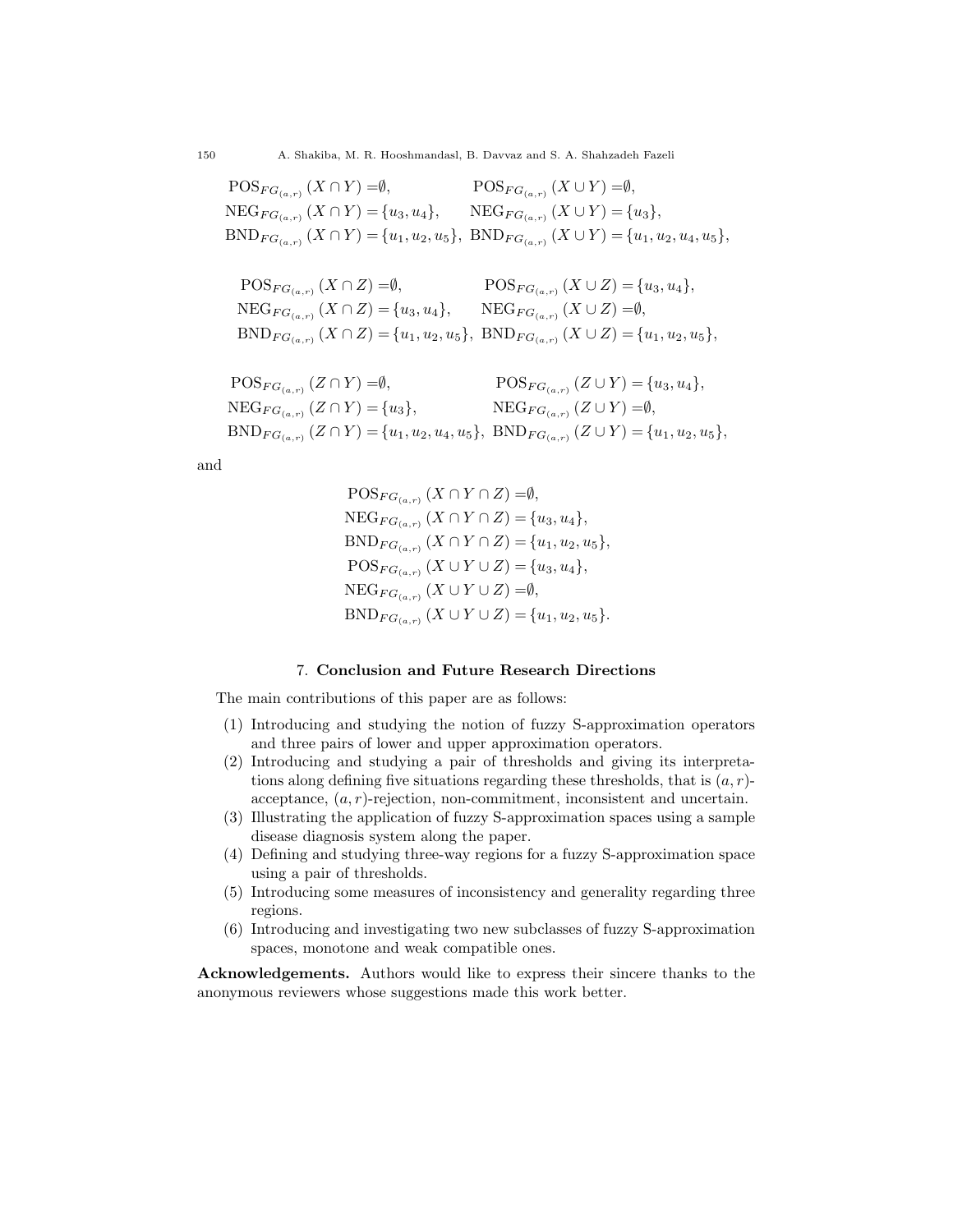$$
\begin{aligned}
&\mathrm{POS}_{FG_{(a,r)}}(X \cap Y) = \emptyset, && \mathrm{POS}_{FG_{(a,r)}}(X \cup Y) = \emptyset,\\
&\mathrm{NEG}_{FG_{(a,r)}}(X \cap Y) = \{u_3, u_4\}, && \mathrm{NEG}_{FG_{(a,r)}}(X \cup Y) = \{u_3\},\\
&\mathrm{BND}_{FG_{(a,r)}}(X \cap Y) = \{u_1, u_2, u_5\}, && \mathrm{BND}_{FG_{(a,r)}}(X \cup Y) = \{u_1, u_2, u_4, u_5\},
\end{aligned}
$$

$$
\begin{aligned}
&\mathrm{POS}_{FG_{(a,r)}}(X \cap Z) = \emptyset, && \mathrm{POS}_{FG_{(a,r)}}(X \cup Z) = \{u_3, u_4\},\\
&\mathrm{NEG}_{FG_{(a,r)}}(X \cap Z) = \{u_3, u_4\}, && \mathrm{NEG}_{FG_{(a,r)}}(X \cup Z) = \emptyset,\\
&\mathrm{BND}_{FG_{(a,r)}}(X \cap Z) = \{u_1, u_2, u_5\}, && \mathrm{BND}_{FG_{(a,r)}}(X \cup Z) = \{u_1, u_2, u_5\},
\end{aligned}
$$

$$
\begin{aligned}
&\mathrm{POS}_{FG_{(a,r)}}(Z \cap Y) = \emptyset, && \mathrm{POS}_{FG_{(a,r)}}(Z \cup Y) = \{u_3, u_4\},\\
&\mathrm{NEG}_{FG_{(a,r)}}(Z \cap Y) = \{u_3\}, && \mathrm{NEG}_{FG_{(a,r)}}(Z \cup Y) = \emptyset,\\
&\mathrm{BND}_{FG_{(a,r)}}(Z \cap Y) = \{u_1, u_2, u_4, u_5\}, && \mathrm{BND}_{FG_{(a,r)}}(Z \cup Y) = \{u_1, u_2, u_5\},
\end{aligned}
$$

and

$$
\begin{aligned}
&\mathrm{POS}_{FG_{(a,r)}}(X \cap Y \cap Z) = \emptyset,\\
&\mathrm{NEG}_{FG_{(a,r)}}(X \cap Y \cap Z) = \{u_3, u_4\},\\
&\mathrm{BND}_{FG_{(a,r)}}(X \cap Y \cap Z) = \{u_1, u_2, u_5\},\\
&\mathrm{POS}_{FG_{(a,r)}}(X \cup Y \cup Z) = \{u_3, u_4\},\\
&\mathrm{NEG}_{FG_{(a,r)}}(X \cup Y \cup Z) = \emptyset,\\
&\mathrm{BND}_{FG_{(a,r)}}(X \cup Y \cup Z) = \{u_1, u_2, u_5\}.
\end{aligned}
$$

## 7. Conclusion and Future Research Directions

The main contributions of this paper are as follows:

1. Introducing and studying the notion of fuzzy S-approximation operators and three pairs of lower and upper approximation operators.
2. Introducing and studying a pair of thresholds and giving its interpretations along defining five situations regarding these thresholds, that is $(a, r)$-acceptance, $(a, r)$-rejection, non-commitment, inconsistent and uncertain.
3. Illustrating the application of fuzzy S-approximation spaces using a sample disease diagnosis system along the paper.
4. Defining and studying three-way regions for a fuzzy S-approximation space using a pair of thresholds.
5. Introducing some measures of inconsistency and generality regarding three regions.
6. Introducing and investigating two new subclasses of fuzzy S-approximation spaces, monotone and weak compatible ones.

**Acknowledgements.** Authors would like to express their sincere thanks to the anonymous reviewers whose suggestions made this work better.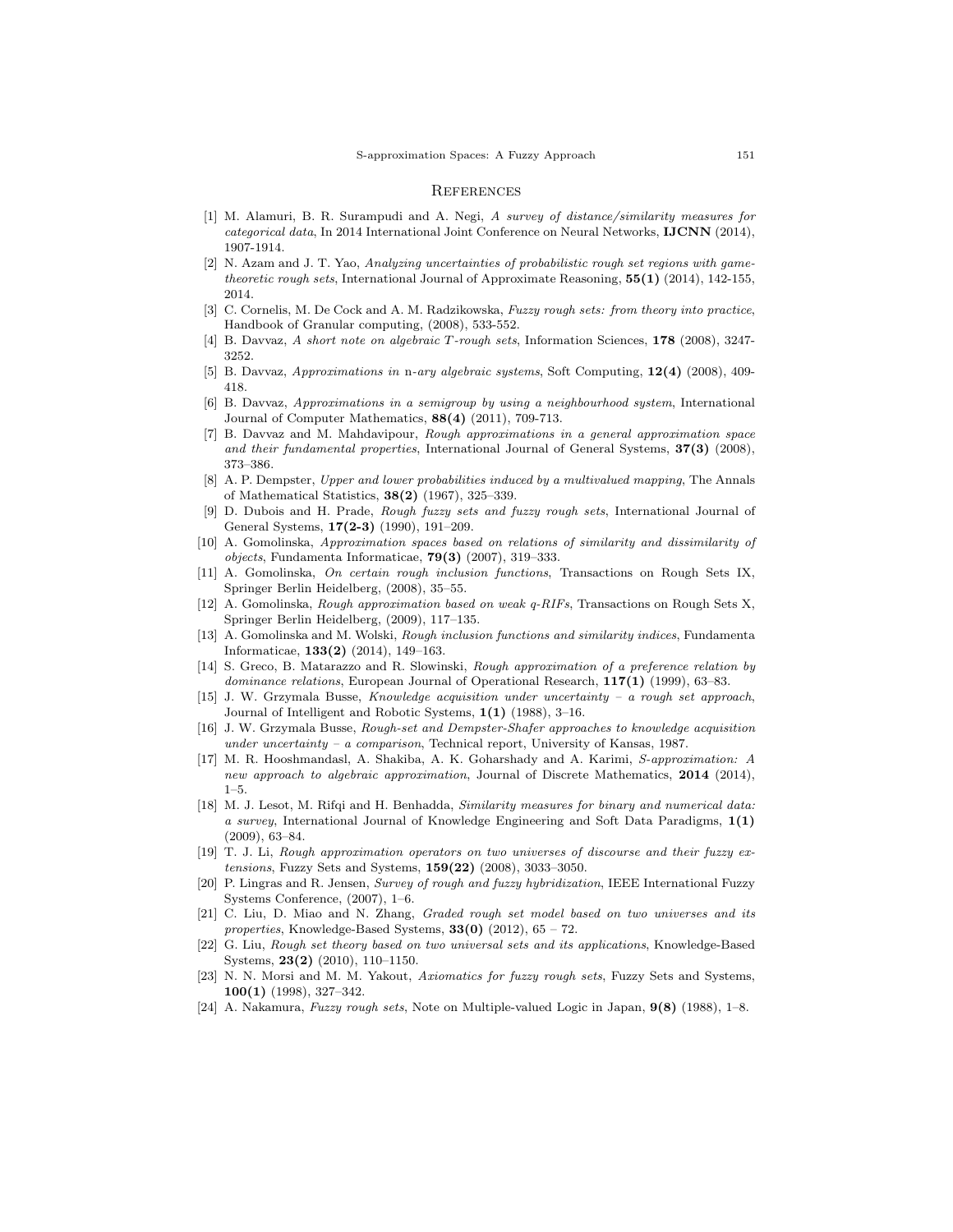## References

[1] M. Alamuri, B. R. Surampudi and A. Negi, *A survey of distance/similarity measures for categorical data*, In 2014 International Joint Conference on Neural Networks, **IJCNN** (2014), 1907-1914.

[2] N. Azam and J. T. Yao, *Analyzing uncertainties of probabilistic rough set regions with game-theoretic rough sets*, International Journal of Approximate Reasoning, **55(1)** (2014), 142-155, 2014.

[3] C. Cornelis, M. De Cock and A. M. Radzikowska, *Fuzzy rough sets: from theory into practice*, Handbook of Granular computing, (2008), 533-552.

[4] B. Davvaz, *A short note on algebraic $T$-rough sets*, Information Sciences, **178** (2008), 3247-3252.

[5] B. Davvaz, *Approximations in* n*-ary algebraic systems*, Soft Computing, **12(4)** (2008), 409-418.

[6] B. Davvaz, *Approximations in a semigroup by using a neighbourhood system*, International Journal of Computer Mathematics, **88(4)** (2011), 709-713.

[7] B. Davvaz and M. Mahdavipour, *Rough approximations in a general approximation space and their fundamental properties*, International Journal of General Systems, **37(3)** (2008), 373–386.

[8] A. P. Dempster, *Upper and lower probabilities induced by a multivalued mapping*, The Annals of Mathematical Statistics, **38(2)** (1967), 325–339.

[9] D. Dubois and H. Prade, *Rough fuzzy sets and fuzzy rough sets*, International Journal of General Systems, **17(2-3)** (1990), 191–209.

[10] A. Gomolinska, *Approximation spaces based on relations of similarity and dissimilarity of objects*, Fundamenta Informaticae, **79(3)** (2007), 319–333.

[11] A. Gomolinska, *On certain rough inclusion functions*, Transactions on Rough Sets IX, Springer Berlin Heidelberg, (2008), 35–55.

[12] A. Gomolinska, *Rough approximation based on weak q-RIFs*, Transactions on Rough Sets X, Springer Berlin Heidelberg, (2009), 117–135.

[13] A. Gomolinska and M. Wolski, *Rough inclusion functions and similarity indices*, Fundamenta Informaticae, **133(2)** (2014), 149–163.

[14] S. Greco, B. Matarazzo and R. Slowinski, *Rough approximation of a preference relation by dominance relations*, European Journal of Operational Research, **117(1)** (1999), 63–83.

[15] J. W. Grzymala Busse, *Knowledge acquisition under uncertainty – a rough set approach*, Journal of Intelligent and Robotic Systems, **1(1)** (1988), 3–16.

[16] J. W. Grzymala Busse, *Rough-set and Dempster-Shafer approaches to knowledge acquisition under uncertainty – a comparison*, Technical report, University of Kansas, 1987.

[17] M. R. Hooshmandasl, A. Shakiba, A. K. Goharshady and A. Karimi, *S-approximation: A new approach to algebraic approximation*, Journal of Discrete Mathematics, **2014** (2014), 1–5.

[18] M. J. Lesot, M. Rifqi and H. Benhadda, *Similarity measures for binary and numerical data: a survey*, International Journal of Knowledge Engineering and Soft Data Paradigms, **1(1)** (2009), 63–84.

[19] T. J. Li, *Rough approximation operators on two universes of discourse and their fuzzy extensions*, Fuzzy Sets and Systems, **159(22)** (2008), 3033–3050.

[20] P. Lingras and R. Jensen, *Survey of rough and fuzzy hybridization*, IEEE International Fuzzy Systems Conference, (2007), 1–6.

[21] C. Liu, D. Miao and N. Zhang, *Graded rough set model based on two universes and its properties*, Knowledge-Based Systems, **33(0)** (2012), 65 – 72.

[22] G. Liu, *Rough set theory based on two universal sets and its applications*, Knowledge-Based Systems, **23(2)** (2010), 110–1150.

[23] N. N. Morsi and M. M. Yakout, *Axiomatics for fuzzy rough sets*, Fuzzy Sets and Systems, **100(1)** (1998), 327–342.

[24] A. Nakamura, *Fuzzy rough sets*, Note on Multiple-valued Logic in Japan, **9(8)** (1988), 1–8.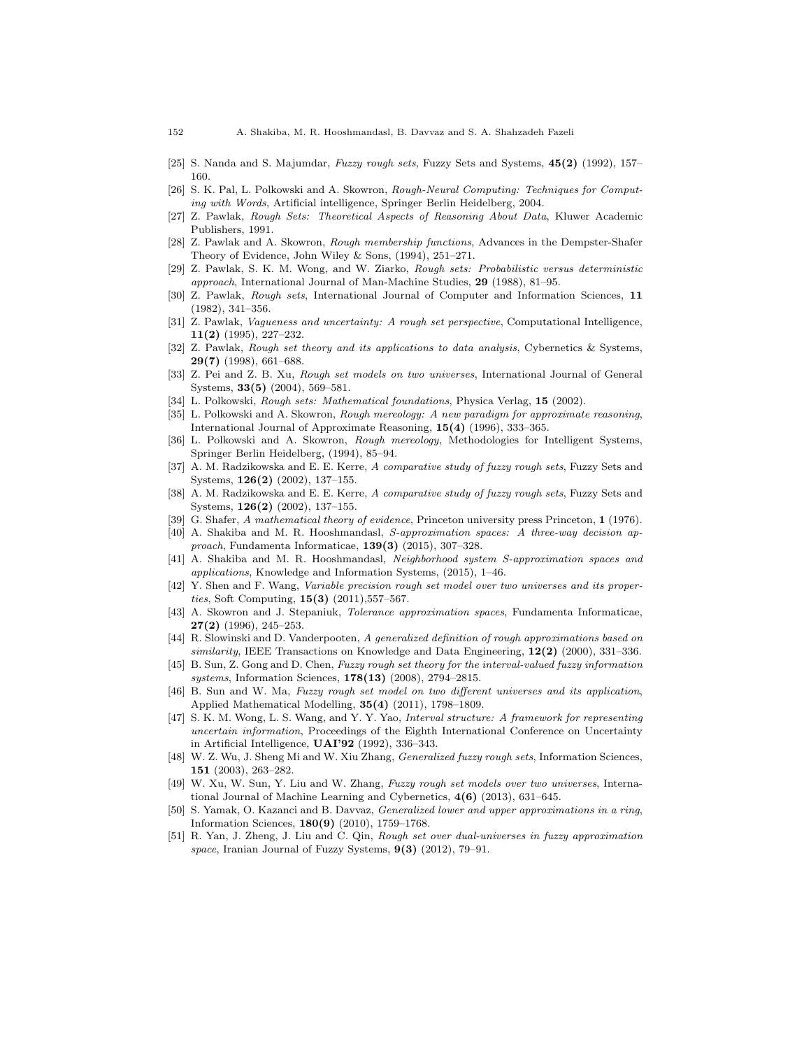[25] S. Nanda and S. Majumdar, *Fuzzy rough sets*, Fuzzy Sets and Systems, **45(2)** (1992), 157–160.

[26] S. K. Pal, L. Polkowski and A. Skowron, *Rough-Neural Computing: Techniques for Computing with Words*, Artificial intelligence, Springer Berlin Heidelberg, 2004.

[27] Z. Pawlak, *Rough Sets: Theoretical Aspects of Reasoning About Data*, Kluwer Academic Publishers, 1991.

[28] Z. Pawlak and A. Skowron, *Rough membership functions*, Advances in the Dempster-Shafer Theory of Evidence, John Wiley & Sons, (1994), 251–271.

[29] Z. Pawlak, S. K. M. Wong, and W. Ziarko, *Rough sets: Probabilistic versus deterministic approach*, International Journal of Man-Machine Studies, **29** (1988), 81–95.

[30] Z. Pawlak, *Rough sets*, International Journal of Computer and Information Sciences, **11** (1982), 341–356.

[31] Z. Pawlak, *Vagueness and uncertainty: A rough set perspective*, Computational Intelligence, **11(2)** (1995), 227–232.

[32] Z. Pawlak, *Rough set theory and its applications to data analysis*, Cybernetics & Systems, **29(7)** (1998), 661–688.

[33] Z. Pei and Z. B. Xu, *Rough set models on two universes*, International Journal of General Systems, **33(5)** (2004), 569–581.

[34] L. Polkowski, *Rough sets: Mathematical foundations*, Physica Verlag, **15** (2002).

[35] L. Polkowski and A. Skowron, *Rough mereology: A new paradigm for approximate reasoning*, International Journal of Approximate Reasoning, **15(4)** (1996), 333–365.

[36] L. Polkowski and A. Skowron, *Rough mereology*, Methodologies for Intelligent Systems, Springer Berlin Heidelberg, (1994), 85–94.

[37] A. M. Radzikowska and E. E. Kerre, *A comparative study of fuzzy rough sets*, Fuzzy Sets and Systems, **126(2)** (2002), 137–155.

[38] A. M. Radzikowska and E. E. Kerre, *A comparative study of fuzzy rough sets*, Fuzzy Sets and Systems, **126(2)** (2002), 137–155.

[39] G. Shafer, *A mathematical theory of evidence*, Princeton university press Princeton, **1** (1976).

[40] A. Shakiba and M. R. Hooshmandasl, *S-approximation spaces: A three-way decision approach*, Fundamenta Informaticae, **139(3)** (2015), 307–328.

[41] A. Shakiba and M. R. Hooshmandasl, *Neighborhood system S-approximation spaces and applications*, Knowledge and Information Systems, (2015), 1–46.

[42] Y. Shen and F. Wang, *Variable precision rough set model over two universes and its properties*, Soft Computing, **15(3)** (2011),557–567.

[43] A. Skowron and J. Stepaniuk, *Tolerance approximation spaces*, Fundamenta Informaticae, **27(2)** (1996), 245–253.

[44] R. Slowinski and D. Vanderpooten, *A generalized definition of rough approximations based on similarity*, IEEE Transactions on Knowledge and Data Engineering, **12(2)** (2000), 331–336.

[45] B. Sun, Z. Gong and D. Chen, *Fuzzy rough set theory for the interval-valued fuzzy information systems*, Information Sciences, **178(13)** (2008), 2794–2815.

[46] B. Sun and W. Ma, *Fuzzy rough set model on two different universes and its application*, Applied Mathematical Modelling, **35(4)** (2011), 1798–1809.

[47] S. K. M. Wong, L. S. Wang, and Y. Y. Yao, *Interval structure: A framework for representing uncertain information*, Proceedings of the Eighth International Conference on Uncertainty in Artificial Intelligence, **UAI'92** (1992), 336–343.

[48] W. Z. Wu, J. Sheng Mi and W. Xiu Zhang, *Generalized fuzzy rough sets*, Information Sciences, **151** (2003), 263–282.

[49] W. Xu, W. Sun, Y. Liu and W. Zhang, *Fuzzy rough set models over two universes*, International Journal of Machine Learning and Cybernetics, **4(6)** (2013), 631–645.

[50] S. Yamak, O. Kazanci and B. Davvaz, *Generalized lower and upper approximations in a ring*, Information Sciences, **180(9)** (2010), 1759–1768.

[51] R. Yan, J. Zheng, J. Liu and C. Qin, *Rough set over dual-universes in fuzzy approximation space*, Iranian Journal of Fuzzy Systems, **9(3)** (2012), 79–91.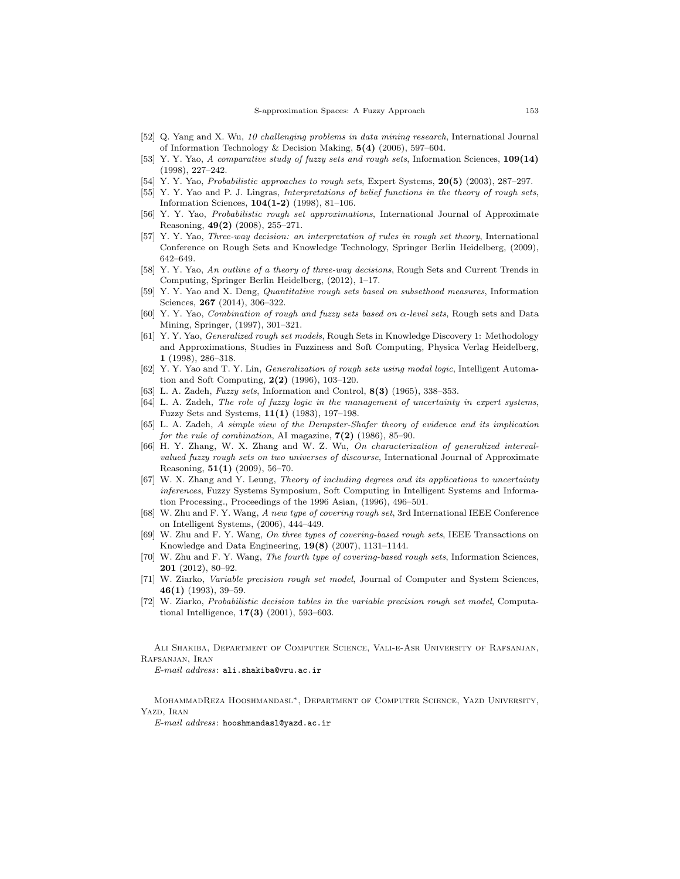[52] Q. Yang and X. Wu, *10 challenging problems in data mining research*, International Journal of Information Technology & Decision Making, **5(4)** (2006), 597–604.

[53] Y. Y. Yao, *A comparative study of fuzzy sets and rough sets*, Information Sciences, **109(14)** (1998), 227–242.

[54] Y. Y. Yao, *Probabilistic approaches to rough sets*, Expert Systems, **20(5)** (2003), 287–297.

[55] Y. Y. Yao and P. J. Lingras, *Interpretations of belief functions in the theory of rough sets*, Information Sciences, **104(1-2)** (1998), 81–106.

[56] Y. Y. Yao, *Probabilistic rough set approximations*, International Journal of Approximate Reasoning, **49(2)** (2008), 255–271.

[57] Y. Y. Yao, *Three-way decision: an interpretation of rules in rough set theory*, International Conference on Rough Sets and Knowledge Technology, Springer Berlin Heidelberg, (2009), 642–649.

[58] Y. Y. Yao, *An outline of a theory of three-way decisions*, Rough Sets and Current Trends in Computing, Springer Berlin Heidelberg, (2012), 1–17.

[59] Y. Y. Yao and X. Deng, *Quantitative rough sets based on subsethood measures*, Information Sciences, **267** (2014), 306–322.

[60] Y. Y. Yao, *Combination of rough and fuzzy sets based on $\alpha$-level sets*, Rough sets and Data Mining, Springer, (1997), 301–321.

[61] Y. Y. Yao, *Generalized rough set models*, Rough Sets in Knowledge Discovery 1: Methodology and Approximations, Studies in Fuzziness and Soft Computing, Physica Verlag Heidelberg, **1** (1998), 286–318.

[62] Y. Y. Yao and T. Y. Lin, *Generalization of rough sets using modal logic*, Intelligent Automation and Soft Computing, **2(2)** (1996), 103–120.

[63] L. A. Zadeh, *Fuzzy sets*, Information and Control, **8(3)** (1965), 338–353.

[64] L. A. Zadeh, *The role of fuzzy logic in the management of uncertainty in expert systems*, Fuzzy Sets and Systems, **11(1)** (1983), 197–198.

[65] L. A. Zadeh, *A simple view of the Dempster-Shafer theory of evidence and its implication for the rule of combination*, AI magazine, **7(2)** (1986), 85–90.

[66] H. Y. Zhang, W. X. Zhang and W. Z. Wu, *On characterization of generalized interval-valued fuzzy rough sets on two universes of discourse*, International Journal of Approximate Reasoning, **51(1)** (2009), 56–70.

[67] W. X. Zhang and Y. Leung, *Theory of including degrees and its applications to uncertainty inferences*, Fuzzy Systems Symposium, Soft Computing in Intelligent Systems and Information Processing., Proceedings of the 1996 Asian, (1996), 496–501.

[68] W. Zhu and F. Y. Wang, *A new type of covering rough set*, 3rd International IEEE Conference on Intelligent Systems, (2006), 444–449.

[69] W. Zhu and F. Y. Wang, *On three types of covering-based rough sets*, IEEE Transactions on Knowledge and Data Engineering, **19(8)** (2007), 1131–1144.

[70] W. Zhu and F. Y. Wang, *The fourth type of covering-based rough sets*, Information Sciences, **201** (2012), 80–92.

[71] W. Ziarko, *Variable precision rough set model*, Journal of Computer and System Sciences, **46(1)** (1993), 39–59.

[72] W. Ziarko, *Probabilistic decision tables in the variable precision rough set model*, Computational Intelligence, **17(3)** (2001), 593–603.

Ali Shakiba, Department of Computer Science, Vali-e-Asr University of Rafsanjan, Rafsanjan, Iran

*E-mail address*: ali.shakiba@vru.ac.ir

MohammadReza Hooshmandasl*, Department of Computer Science, Yazd University, Yazd, Iran

*E-mail address*: hooshmandasl@yazd.ac.ir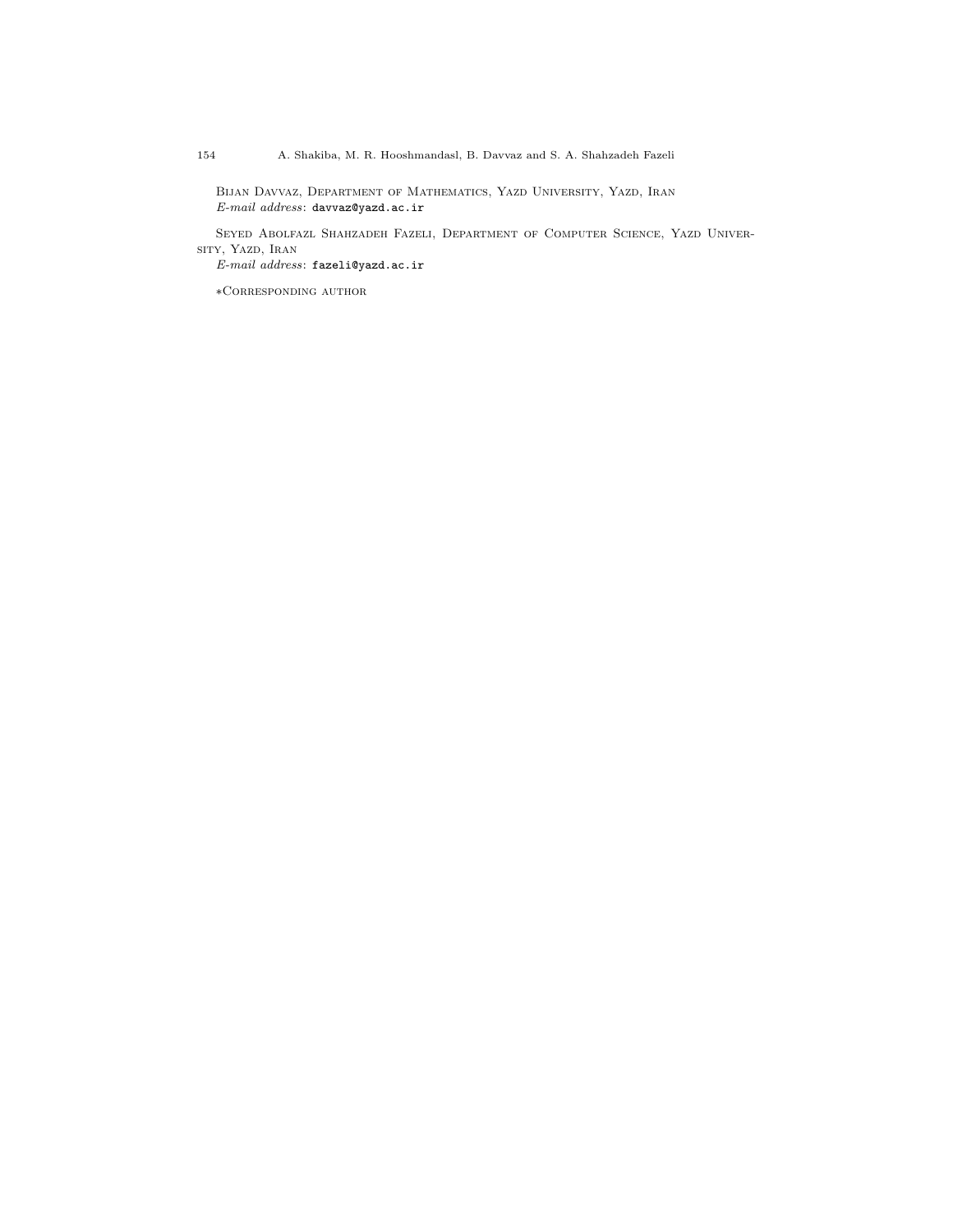Bijan Davvaz, Department of Mathematics, Yazd University, Yazd, Iran
*E-mail address*: `davvaz@yazd.ac.ir`

Seyed Abolfazl Shahzadeh Fazeli, Department of Computer Science, Yazd University, Yazd, Iran
*E-mail address*: `fazeli@yazd.ac.ir`

*Corresponding author